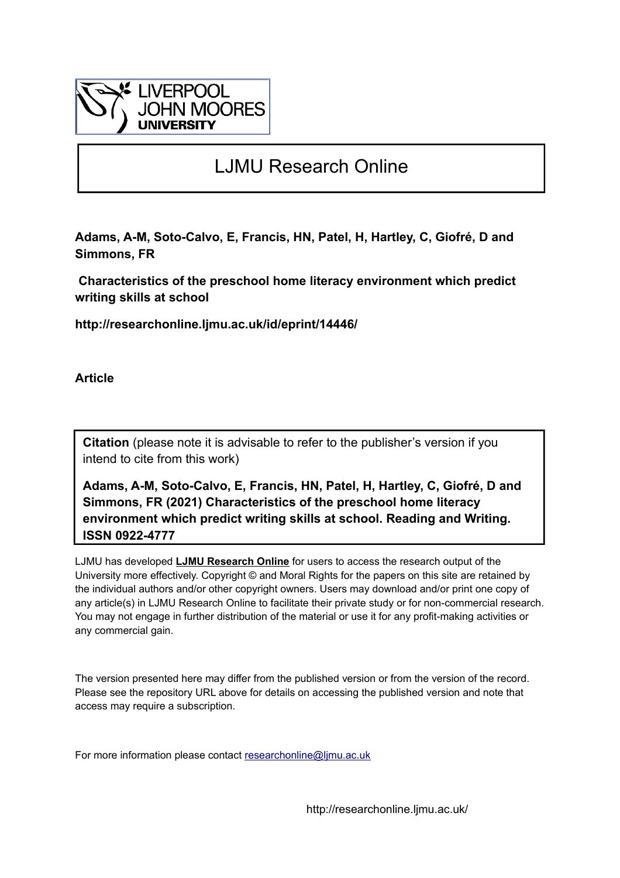LIVERPOOL JOHN MOORES UNIVERSITY

# LJMU Research Online

**Adams, A-M, Soto-Calvo, E, Francis, HN, Patel, H, Hartley, C, Giofré, D and Simmons, FR**

**Characteristics of the preschool home literacy environment which predict writing skills at school**

**http://researchonline.ljmu.ac.uk/id/eprint/14446/**

**Article**

**Citation** (please note it is advisable to refer to the publisher's version if you intend to cite from this work)

**Adams, A-M, Soto-Calvo, E, Francis, HN, Patel, H, Hartley, C, Giofré, D and Simmons, FR (2021) Characteristics of the preschool home literacy environment which predict writing skills at school. Reading and Writing. ISSN 0922-4777**

LJMU has developed **LJMU Research Online** for users to access the research output of the University more effectively. Copyright © and Moral Rights for the papers on this site are retained by the individual authors and/or other copyright owners. Users may download and/or print one copy of any article(s) in LJMU Research Online to facilitate their private study or for non-commercial research. You may not engage in further distribution of the material or use it for any profit-making activities or any commercial gain.

The version presented here may differ from the published version or from the version of the record. Please see the repository URL above for details on accessing the published version and note that access may require a subscription.

For more information please contact researchonline@ljmu.ac.uk

http://researchonline.ljmu.ac.uk/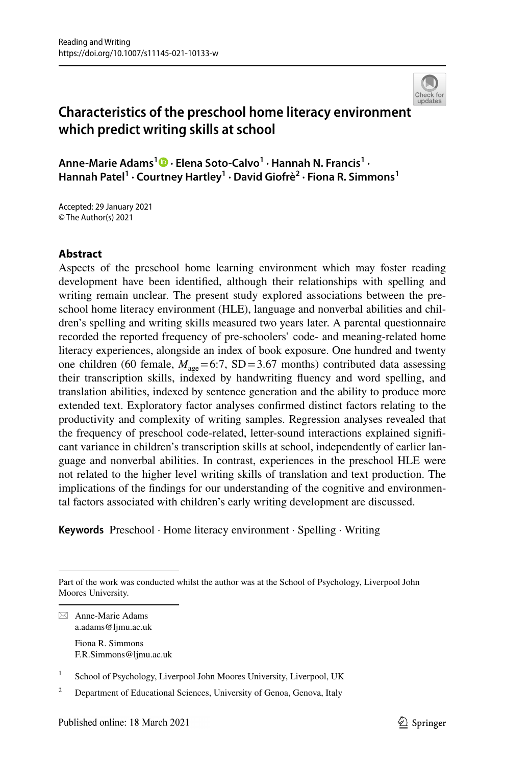# Characteristics of the preschool home literacy environment which predict writing skills at school

**Anne-Marie Adams[1] · Elena Soto-Calvo[1] · Hannah N. Francis[1] · Hannah Patel[1] · Courtney Hartley[1] · David Giofrè[2] · Fiona R. Simmons[1]**

Accepted: 29 January 2021
© The Author(s) 2021

## Abstract

Aspects of the preschool home learning environment which may foster reading development have been identified, although their relationships with spelling and writing remain unclear. The present study explored associations between the preschool home literacy environment (HLE), language and nonverbal abilities and children's spelling and writing skills measured two years later. A parental questionnaire recorded the reported frequency of pre-schoolers' code- and meaning-related home literacy experiences, alongside an index of book exposure. One hundred and twenty one children (60 female, $M_{age}$ = 6:7, SD = 3.67 months) contributed data assessing their transcription skills, indexed by handwriting fluency and word spelling, and translation abilities, indexed by sentence generation and the ability to produce more extended text. Exploratory factor analyses confirmed distinct factors relating to the productivity and complexity of writing samples. Regression analyses revealed that the frequency of preschool code-related, letter-sound interactions explained significant variance in children's transcription skills at school, independently of earlier language and nonverbal abilities. In contrast, experiences in the preschool HLE were not related to the higher level writing skills of translation and text production. The implications of the findings for our understanding of the cognitive and environmental factors associated with children's early writing development are discussed.

**Keywords** Preschool · Home literacy environment · Spelling · Writing

Part of the work was conducted whilst the author was at the School of Psychology, Liverpool John Moores University.

✉ Anne-Marie Adams
a.adams@ljmu.ac.uk

Fiona R. Simmons
F.R.Simmons@ljmu.ac.uk

[1] School of Psychology, Liverpool John Moores University, Liverpool, UK

[2] Department of Educational Sciences, University of Genoa, Genova, Italy

Published online: 18 March 2021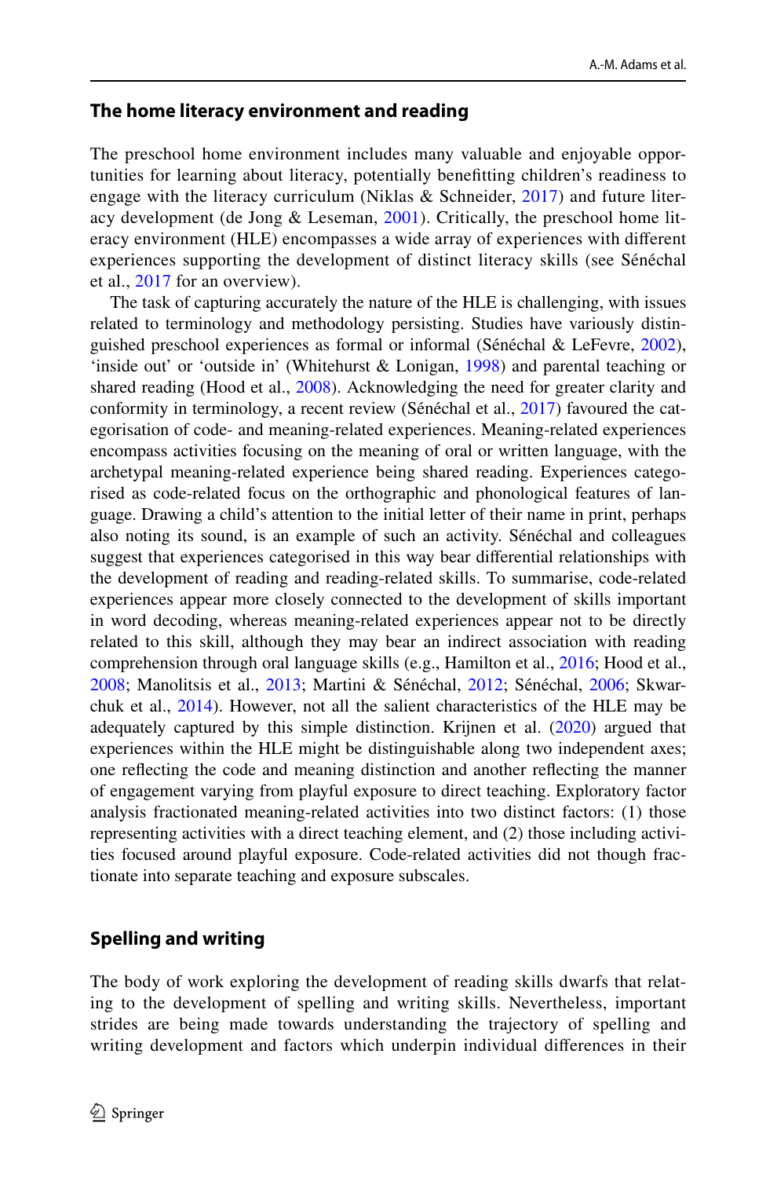## The home literacy environment and reading

The preschool home environment includes many valuable and enjoyable opportunities for learning about literacy, potentially benefitting children's readiness to engage with the literacy curriculum (Niklas & Schneider, 2017) and future literacy development (de Jong & Leseman, 2001). Critically, the preschool home literacy environment (HLE) encompasses a wide array of experiences with different experiences supporting the development of distinct literacy skills (see Sénéchal et al., 2017 for an overview).

The task of capturing accurately the nature of the HLE is challenging, with issues related to terminology and methodology persisting. Studies have variously distinguished preschool experiences as formal or informal (Sénéchal & LeFevre, 2002), 'inside out' or 'outside in' (Whitehurst & Lonigan, 1998) and parental teaching or shared reading (Hood et al., 2008). Acknowledging the need for greater clarity and conformity in terminology, a recent review (Sénéchal et al., 2017) favoured the categorisation of code- and meaning-related experiences. Meaning-related experiences encompass activities focusing on the meaning of oral or written language, with the archetypal meaning-related experience being shared reading. Experiences categorised as code-related focus on the orthographic and phonological features of language. Drawing a child's attention to the initial letter of their name in print, perhaps also noting its sound, is an example of such an activity. Sénéchal and colleagues suggest that experiences categorised in this way bear differential relationships with the development of reading and reading-related skills. To summarise, code-related experiences appear more closely connected to the development of skills important in word decoding, whereas meaning-related experiences appear not to be directly related to this skill, although they may bear an indirect association with reading comprehension through oral language skills (e.g., Hamilton et al., 2016; Hood et al., 2008; Manolitsis et al., 2013; Martini & Sénéchal, 2012; Sénéchal, 2006; Skwarchuk et al., 2014). However, not all the salient characteristics of the HLE may be adequately captured by this simple distinction. Krijnen et al. (2020) argued that experiences within the HLE might be distinguishable along two independent axes; one reflecting the code and meaning distinction and another reflecting the manner of engagement varying from playful exposure to direct teaching. Exploratory factor analysis fractionated meaning-related activities into two distinct factors: (1) those representing activities with a direct teaching element, and (2) those including activities focused around playful exposure. Code-related activities did not though fractionate into separate teaching and exposure subscales.

## Spelling and writing

The body of work exploring the development of reading skills dwarfs that relating to the development of spelling and writing skills. Nevertheless, important strides are being made towards understanding the trajectory of spelling and writing development and factors which underpin individual differences in their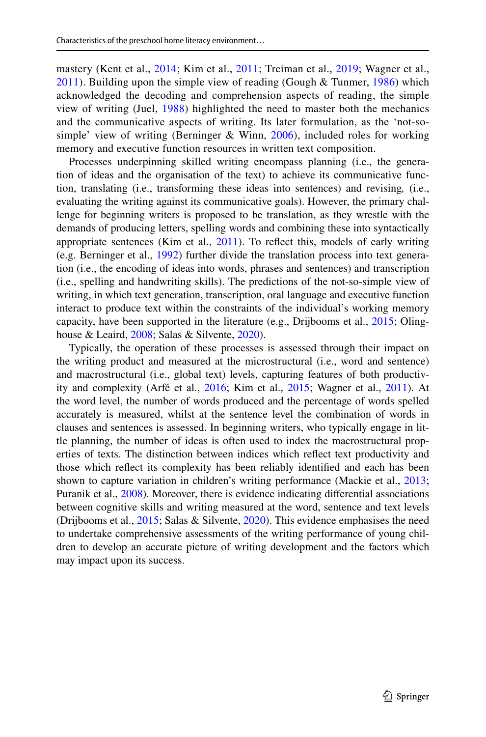mastery (Kent et al., 2014; Kim et al., 2011; Treiman et al., 2019; Wagner et al., 2011). Building upon the simple view of reading (Gough & Tunmer, 1986) which acknowledged the decoding and comprehension aspects of reading, the simple view of writing (Juel, 1988) highlighted the need to master both the mechanics and the communicative aspects of writing. Its later formulation, as the 'not-so-simple' view of writing (Berninger & Winn, 2006), included roles for working memory and executive function resources in written text composition.

Processes underpinning skilled writing encompass planning (i.e., the generation of ideas and the organisation of the text) to achieve its communicative function, translating (i.e., transforming these ideas into sentences) and revising, (i.e., evaluating the writing against its communicative goals). However, the primary challenge for beginning writers is proposed to be translation, as they wrestle with the demands of producing letters, spelling words and combining these into syntactically appropriate sentences (Kim et al., 2011). To reflect this, models of early writing (e.g. Berninger et al., 1992) further divide the translation process into text generation (i.e., the encoding of ideas into words, phrases and sentences) and transcription (i.e., spelling and handwriting skills). The predictions of the not-so-simple view of writing, in which text generation, transcription, oral language and executive function interact to produce text within the constraints of the individual's working memory capacity, have been supported in the literature (e.g., Drijbooms et al., 2015; Olinghouse & Leaird, 2008; Salas & Silvente, 2020).

Typically, the operation of these processes is assessed through their impact on the writing product and measured at the microstructural (i.e., word and sentence) and macrostructural (i.e., global text) levels, capturing features of both productivity and complexity (Arfé et al., 2016; Kim et al., 2015; Wagner et al., 2011). At the word level, the number of words produced and the percentage of words spelled accurately is measured, whilst at the sentence level the combination of words in clauses and sentences is assessed. In beginning writers, who typically engage in little planning, the number of ideas is often used to index the macrostructural properties of texts. The distinction between indices which reflect text productivity and those which reflect its complexity has been reliably identified and each has been shown to capture variation in children's writing performance (Mackie et al., 2013; Puranik et al., 2008). Moreover, there is evidence indicating differential associations between cognitive skills and writing measured at the word, sentence and text levels (Drijbooms et al., 2015; Salas & Silvente, 2020). This evidence emphasises the need to undertake comprehensive assessments of the writing performance of young children to develop an accurate picture of writing development and the factors which may impact upon its success.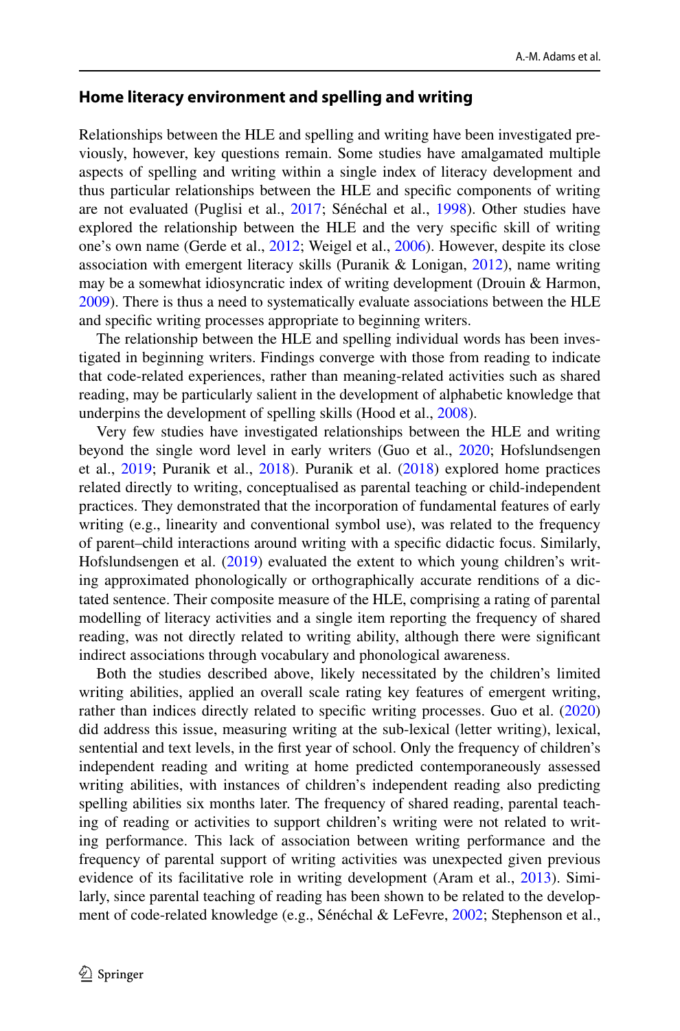## Home literacy environment and spelling and writing

Relationships between the HLE and spelling and writing have been investigated previously, however, key questions remain. Some studies have amalgamated multiple aspects of spelling and writing within a single index of literacy development and thus particular relationships between the HLE and specific components of writing are not evaluated (Puglisi et al., 2017; Sénéchal et al., 1998). Other studies have explored the relationship between the HLE and the very specific skill of writing one's own name (Gerde et al., 2012; Weigel et al., 2006). However, despite its close association with emergent literacy skills (Puranik & Lonigan, 2012), name writing may be a somewhat idiosyncratic index of writing development (Drouin & Harmon, 2009). There is thus a need to systematically evaluate associations between the HLE and specific writing processes appropriate to beginning writers.

The relationship between the HLE and spelling individual words has been investigated in beginning writers. Findings converge with those from reading to indicate that code-related experiences, rather than meaning-related activities such as shared reading, may be particularly salient in the development of alphabetic knowledge that underpins the development of spelling skills (Hood et al., 2008).

Very few studies have investigated relationships between the HLE and writing beyond the single word level in early writers (Guo et al., 2020; Hofslundsengen et al., 2019; Puranik et al., 2018). Puranik et al. (2018) explored home practices related directly to writing, conceptualised as parental teaching or child-independent practices. They demonstrated that the incorporation of fundamental features of early writing (e.g., linearity and conventional symbol use), was related to the frequency of parent–child interactions around writing with a specific didactic focus. Similarly, Hofslundsengen et al. (2019) evaluated the extent to which young children's writing approximated phonologically or orthographically accurate renditions of a dictated sentence. Their composite measure of the HLE, comprising a rating of parental modelling of literacy activities and a single item reporting the frequency of shared reading, was not directly related to writing ability, although there were significant indirect associations through vocabulary and phonological awareness.

Both the studies described above, likely necessitated by the children's limited writing abilities, applied an overall scale rating key features of emergent writing, rather than indices directly related to specific writing processes. Guo et al. (2020) did address this issue, measuring writing at the sub-lexical (letter writing), lexical, sentential and text levels, in the first year of school. Only the frequency of children's independent reading and writing at home predicted contemporaneously assessed writing abilities, with instances of children's independent reading also predicting spelling abilities six months later. The frequency of shared reading, parental teaching of reading or activities to support children's writing were not related to writing performance. This lack of association between writing performance and the frequency of parental support of writing activities was unexpected given previous evidence of its facilitative role in writing development (Aram et al., 2013). Similarly, since parental teaching of reading has been shown to be related to the development of code-related knowledge (e.g., Sénéchal & LeFevre, 2002; Stephenson et al.,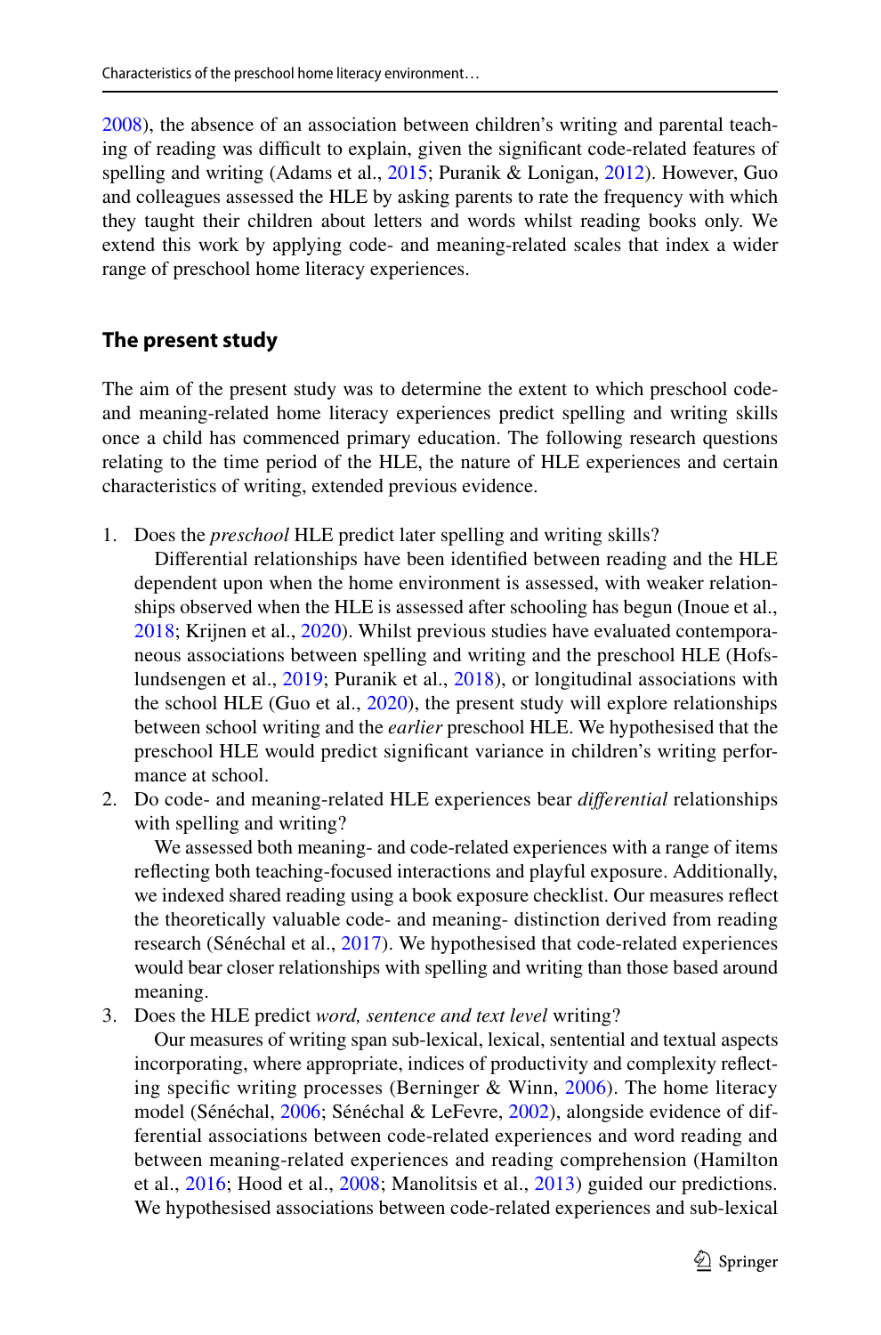2008), the absence of an association between children's writing and parental teaching of reading was difficult to explain, given the significant code-related features of spelling and writing (Adams et al., 2015; Puranik & Lonigan, 2012). However, Guo and colleagues assessed the HLE by asking parents to rate the frequency with which they taught their children about letters and words whilst reading books only. We extend this work by applying code- and meaning-related scales that index a wider range of preschool home literacy experiences.

## The present study

The aim of the present study was to determine the extent to which preschool code- and meaning-related home literacy experiences predict spelling and writing skills once a child has commenced primary education. The following research questions relating to the time period of the HLE, the nature of HLE experiences and certain characteristics of writing, extended previous evidence.

1. Does the *preschool* HLE predict later spelling and writing skills?

   Differential relationships have been identified between reading and the HLE dependent upon when the home environment is assessed, with weaker relationships observed when the HLE is assessed after schooling has begun (Inoue et al., 2018; Krijnen et al., 2020). Whilst previous studies have evaluated contemporaneous associations between spelling and writing and the preschool HLE (Hofslundsengen et al., 2019; Puranik et al., 2018), or longitudinal associations with the school HLE (Guo et al., 2020), the present study will explore relationships between school writing and the *earlier* preschool HLE. We hypothesised that the preschool HLE would predict significant variance in children's writing performance at school.

2. Do code- and meaning-related HLE experiences bear *differential* relationships with spelling and writing?

   We assessed both meaning- and code-related experiences with a range of items reflecting both teaching-focused interactions and playful exposure. Additionally, we indexed shared reading using a book exposure checklist. Our measures reflect the theoretically valuable code- and meaning- distinction derived from reading research (Sénéchal et al., 2017). We hypothesised that code-related experiences would bear closer relationships with spelling and writing than those based around meaning.

3. Does the HLE predict *word, sentence and text level* writing?

   Our measures of writing span sub-lexical, lexical, sentential and textual aspects incorporating, where appropriate, indices of productivity and complexity reflecting specific writing processes (Berninger & Winn, 2006). The home literacy model (Sénéchal, 2006; Sénéchal & LeFevre, 2002), alongside evidence of differential associations between code-related experiences and word reading and between meaning-related experiences and reading comprehension (Hamilton et al., 2016; Hood et al., 2008; Manolitsis et al., 2013) guided our predictions. We hypothesised associations between code-related experiences and sub-lexical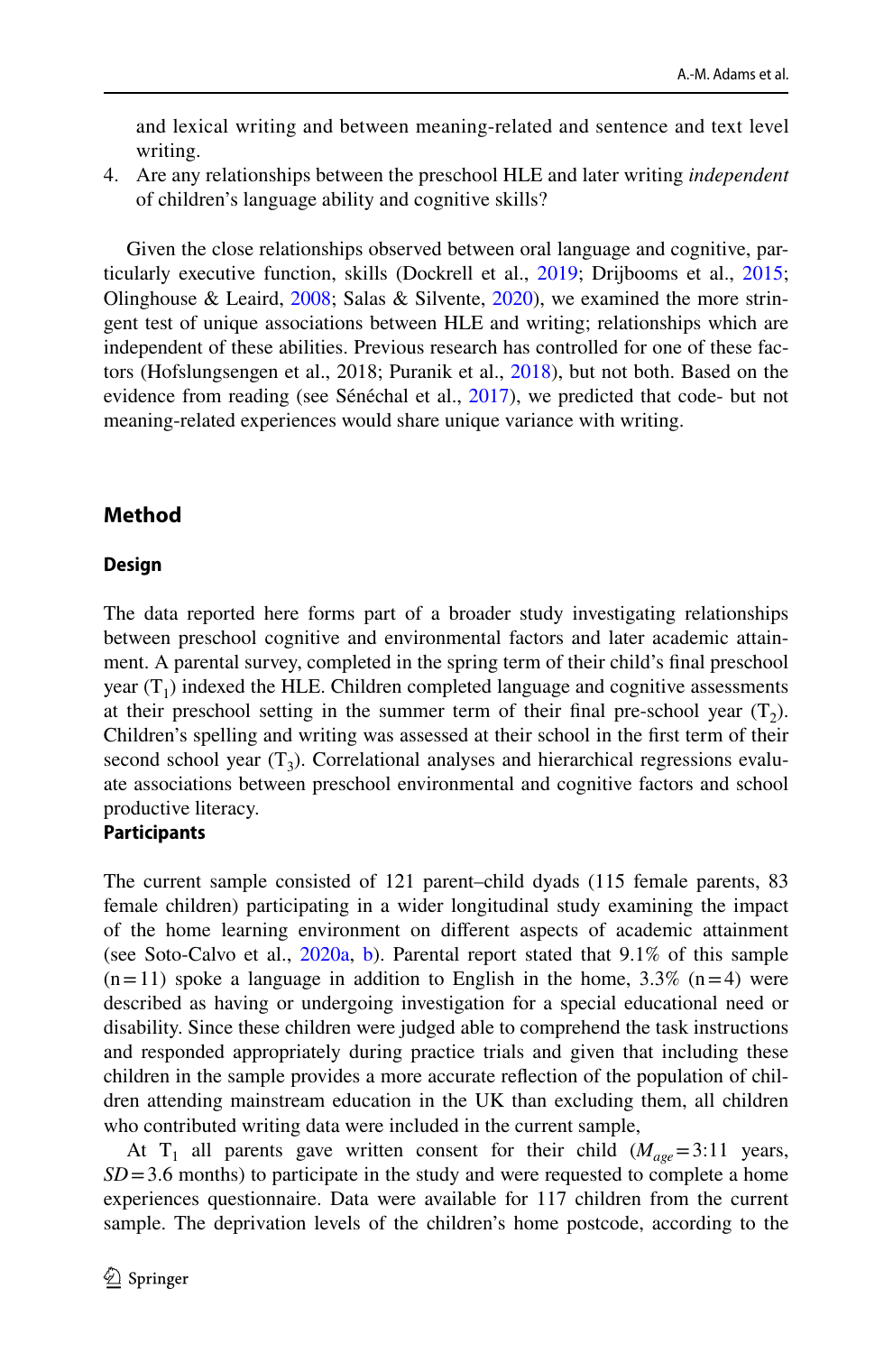and lexical writing and between meaning-related and sentence and text level writing.

4. Are any relationships between the preschool HLE and later writing *independent* of children's language ability and cognitive skills?

Given the close relationships observed between oral language and cognitive, particularly executive function, skills (Dockrell et al., 2019; Drijbooms et al., 2015; Olinghouse & Leaird, 2008; Salas & Silvente, 2020), we examined the more stringent test of unique associations between HLE and writing; relationships which are independent of these abilities. Previous research has controlled for one of these factors (Hofslungsengen et al., 2018; Puranik et al., 2018), but not both. Based on the evidence from reading (see Sénéchal et al., 2017), we predicted that code- but not meaning-related experiences would share unique variance with writing.

## Method

### Design

The data reported here forms part of a broader study investigating relationships between preschool cognitive and environmental factors and later academic attainment. A parental survey, completed in the spring term of their child's final preschool year ($T_1$) indexed the HLE. Children completed language and cognitive assessments at their preschool setting in the summer term of their final pre-school year ($T_2$). Children's spelling and writing was assessed at their school in the first term of their second school year ($T_3$). Correlational analyses and hierarchical regressions evaluate associations between preschool environmental and cognitive factors and school productive literacy.

### Participants

The current sample consisted of 121 parent–child dyads (115 female parents, 83 female children) participating in a wider longitudinal study examining the impact of the home learning environment on different aspects of academic attainment (see Soto-Calvo et al., 2020a, b). Parental report stated that 9.1% of this sample (n = 11) spoke a language in addition to English in the home, 3.3% (n = 4) were described as having or undergoing investigation for a special educational need or disability. Since these children were judged able to comprehend the task instructions and responded appropriately during practice trials and given that including these children in the sample provides a more accurate reflection of the population of children attending mainstream education in the UK than excluding them, all children who contributed writing data were included in the current sample,

At $T_1$ all parents gave written consent for their child ($M_{age}$ = 3:11 years, $SD$ = 3.6 months) to participate in the study and were requested to complete a home experiences questionnaire. Data were available for 117 children from the current sample. The deprivation levels of the children's home postcode, according to the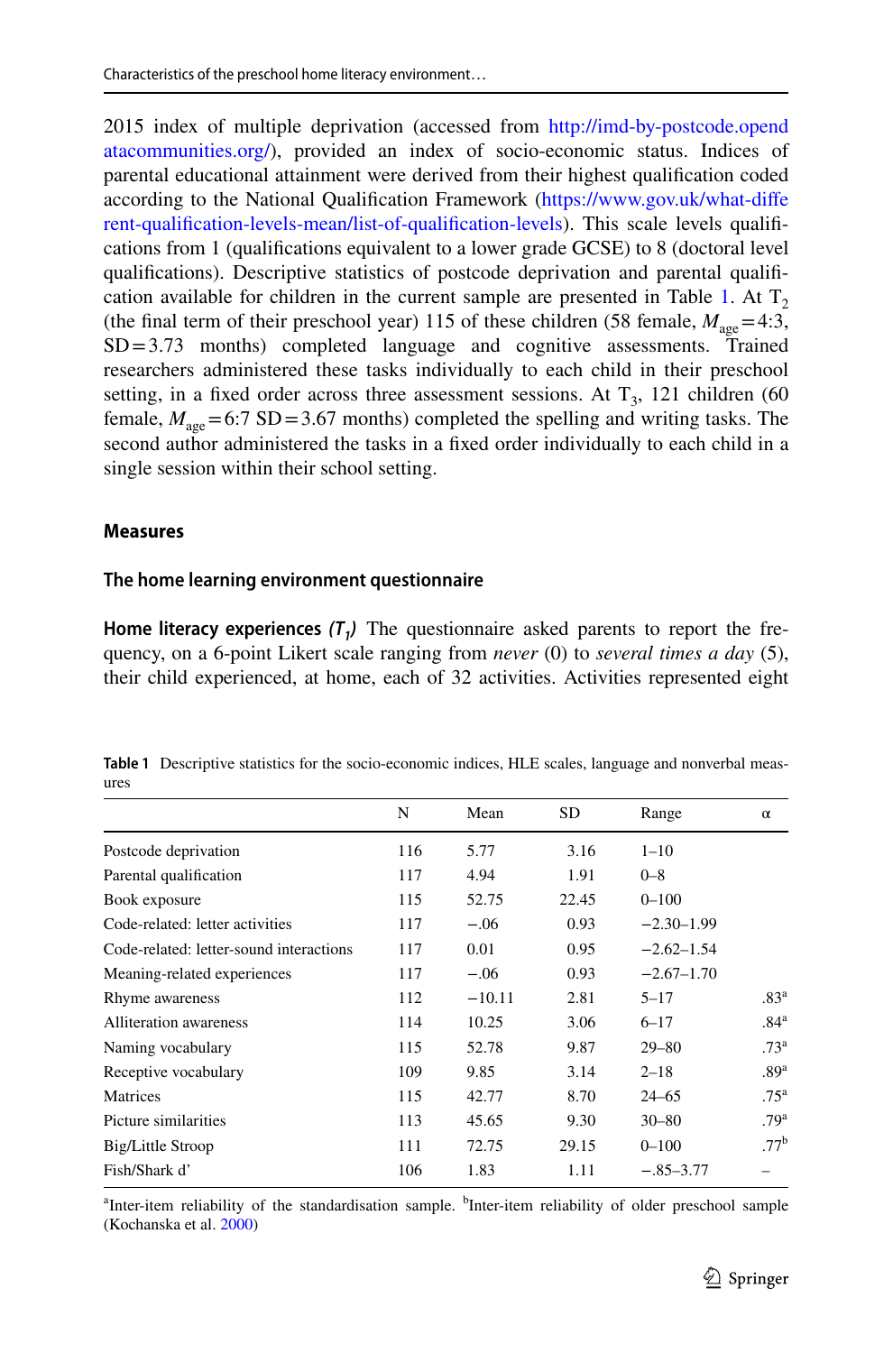2015 index of multiple deprivation (accessed from http://imd-by-postcode.opendatacommunities.org/), provided an index of socio-economic status. Indices of parental educational attainment were derived from their highest qualification coded according to the National Qualification Framework (https://www.gov.uk/what-different-qualification-levels-mean/list-of-qualification-levels). This scale levels qualifications from 1 (qualifications equivalent to a lower grade GCSE) to 8 (doctoral level qualifications). Descriptive statistics of postcode deprivation and parental qualification available for children in the current sample are presented in Table 1. At $T_2$ (the final term of their preschool year) 115 of these children (58 female, $M_{age}=4:3$, SD = 3.73 months) completed language and cognitive assessments. Trained researchers administered these tasks individually to each child in their preschool setting, in a fixed order across three assessment sessions. At $T_3$, 121 children (60 female, $M_{age}=6:7$ SD = 3.67 months) completed the spelling and writing tasks. The second author administered the tasks in a fixed order individually to each child in a single session within their school setting.

## Measures

### The home learning environment questionnaire

**Home literacy experiences *($T_1$)*** The questionnaire asked parents to report the frequency, on a 6-point Likert scale ranging from *never* (0) to *several times a day* (5), their child experienced, at home, each of 32 activities. Activities represented eight

**Table 1** Descriptive statistics for the socio-economic indices, HLE scales, language and nonverbal measures

| | N | Mean | SD | Range | α |
|---|---|---|---|---|---|
| Postcode deprivation | 116 | 5.77 | 3.16 | 1–10 | |
| Parental qualification | 117 | 4.94 | 1.91 | 0–8 | |
| Book exposure | 115 | 52.75 | 22.45 | 0–100 | |
| Code-related: letter activities | 117 | −.06 | 0.93 | −2.30–1.99 | |
| Code-related: letter-sound interactions | 117 | 0.01 | 0.95 | −2.62–1.54 | |
| Meaning-related experiences | 117 | −.06 | 0.93 | −2.67–1.70 | |
| Rhyme awareness | 112 | −10.11 | 2.81 | 5–17 | .83[a] |
| Alliteration awareness | 114 | 10.25 | 3.06 | 6–17 | .84[a] |
| Naming vocabulary | 115 | 52.78 | 9.87 | 29–80 | .73[a] |
| Receptive vocabulary | 109 | 9.85 | 3.14 | 2–18 | .89[a] |
| Matrices | 115 | 42.77 | 8.70 | 24–65 | .75[a] |
| Picture similarities | 113 | 45.65 | 9.30 | 30–80 | .79[a] |
| Big/Little Stroop | 111 | 72.75 | 29.15 | 0–100 | .77[b] |
| Fish/Shark d' | 106 | 1.83 | 1.11 | −.85–3.77 | – |

[a]Inter-item reliability of the standardisation sample. [b]Inter-item reliability of older preschool sample (Kochanska et al. 2000)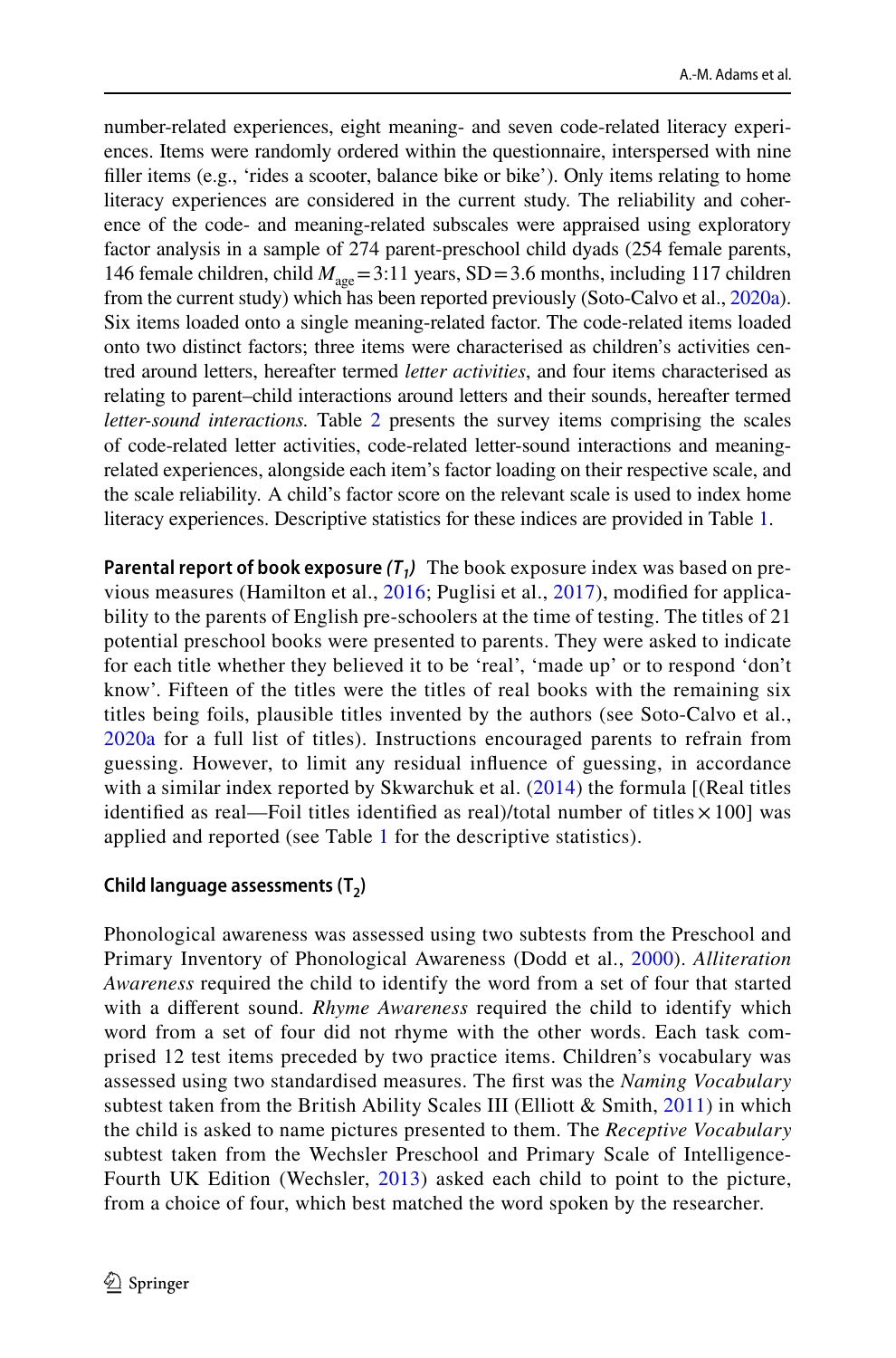number-related experiences, eight meaning- and seven code-related literacy experiences. Items were randomly ordered within the questionnaire, interspersed with nine filler items (e.g., 'rides a scooter, balance bike or bike'). Only items relating to home literacy experiences are considered in the current study. The reliability and coherence of the code- and meaning-related subscales were appraised using exploratory factor analysis in a sample of 274 parent-preschool child dyads (254 female parents, 146 female children, child $M_{\text{age}} = 3{:}11$ years, SD = 3.6 months, including 117 children from the current study) which has been reported previously (Soto-Calvo et al., 2020a). Six items loaded onto a single meaning-related factor. The code-related items loaded onto two distinct factors; three items were characterised as children's activities centred around letters, hereafter termed *letter activities*, and four items characterised as relating to parent–child interactions around letters and their sounds, hereafter termed *letter-sound interactions.* Table 2 presents the survey items comprising the scales of code-related letter activities, code-related letter-sound interactions and meaning-related experiences, alongside each item's factor loading on their respective scale, and the scale reliability. A child's factor score on the relevant scale is used to index home literacy experiences. Descriptive statistics for these indices are provided in Table 1.

**Parental report of book exposure *($T_1$)*** The book exposure index was based on previous measures (Hamilton et al., 2016; Puglisi et al., 2017), modified for applicability to the parents of English pre-schoolers at the time of testing. The titles of 21 potential preschool books were presented to parents. They were asked to indicate for each title whether they believed it to be 'real', 'made up' or to respond 'don't know'. Fifteen of the titles were the titles of real books with the remaining six titles being foils, plausible titles invented by the authors (see Soto-Calvo et al., 2020a for a full list of titles). Instructions encouraged parents to refrain from guessing. However, to limit any residual influence of guessing, in accordance with a similar index reported by Skwarchuk et al. (2014) the formula [(Real titles identified as real—Foil titles identified as real)/total number of titles × 100] was applied and reported (see Table 1 for the descriptive statistics).

#### Child language assessments ($T_2$)

Phonological awareness was assessed using two subtests from the Preschool and Primary Inventory of Phonological Awareness (Dodd et al., 2000). *Alliteration Awareness* required the child to identify the word from a set of four that started with a different sound. *Rhyme Awareness* required the child to identify which word from a set of four did not rhyme with the other words. Each task comprised 12 test items preceded by two practice items. Children's vocabulary was assessed using two standardised measures. The first was the *Naming Vocabulary* subtest taken from the British Ability Scales III (Elliott & Smith, 2011) in which the child is asked to name pictures presented to them. The *Receptive Vocabulary* subtest taken from the Wechsler Preschool and Primary Scale of Intelligence-Fourth UK Edition (Wechsler, 2013) asked each child to point to the picture, from a choice of four, which best matched the word spoken by the researcher.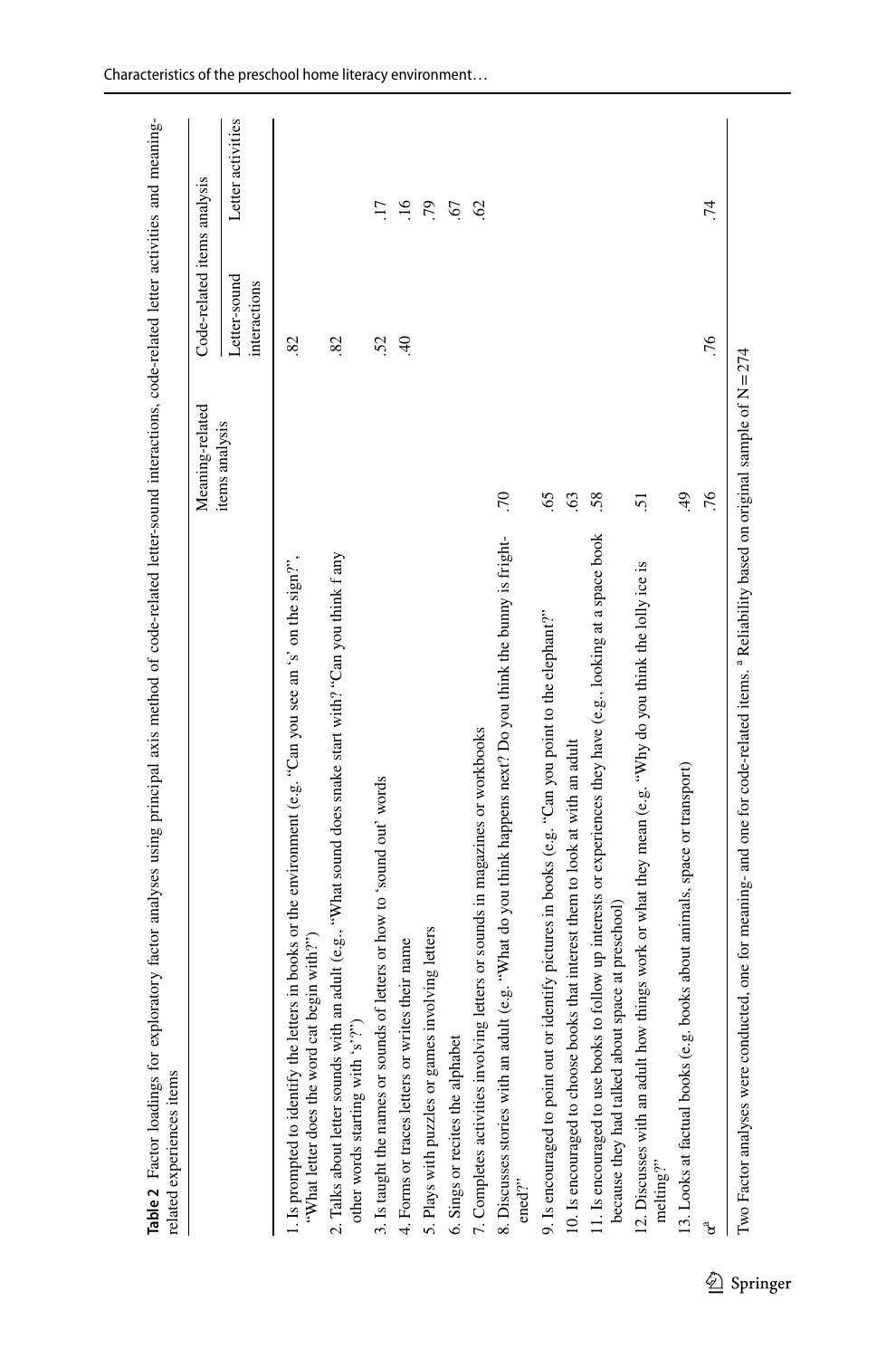**Table 2** Factor loadings for exploratory factor analyses using principal axis method of code-related letter-sound interactions, code-related letter activities and meaning-related experiences items

| | Meaning-related items analysis | Code-related items analysis | |
|---|---|---|---|
| | | Letter-sound interactions | Letter activities |
| 1. Is prompted to identify the letters in books or the environment (e.g. "Can you see an 's' on the sign?", "What letter does the word cat begin with?") | | .82 | |
| 2. Talks about letter sounds with an adult (e.g., "What sound does snake start with? "Can you think f any other words starting with 's'?") | | .82 | |
| 3. Is taught the names or sounds of letters or how to 'sound out' words | | .52 | .17 |
| 4. Forms or traces letters or writes their name | | .40 | .16 |
| 5. Plays with puzzles or games involving letters | | | .79 |
| 6. Sings or recites the alphabet | | | .67 |
| 7. Completes activities involving letters or sounds in magazines or workbooks | | | .62 |
| 8. Discusses stories with an adult (e.g. "What do you think happens next? Do you think the bunny is frightened?" | .70 | | |
| 9. Is encouraged to point out or identify pictures in books (e.g. "Can you point to the elephant?" | .65 | | |
| 10. Is encouraged to choose books that interest them to look at with an adult | .63 | | |
| 11. Is encouraged to use books to follow up interests or experiences they have (e.g., looking at a space book because they had talked about space at preschool) | .58 | | |
| 12. Discusses with an adult how things work or what they mean (e.g. "Why do you think the lolly ice is melting?" | .51 | | |
| 13. Looks at factual books (e.g. books about animals, space or transport) | .49 | | |
| $\alpha$[a] | .76 | .76 | .74 |

Two Factor analyses were conducted, one for meaning- and one for code-related items. [a] Reliability based on original sample of N = 274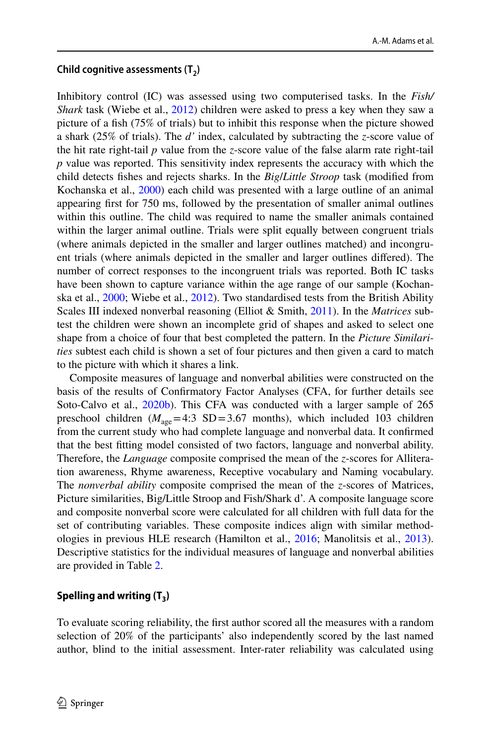### Child cognitive assessments ($T_2$)

Inhibitory control (IC) was assessed using two computerised tasks. In the *Fish/Shark* task (Wiebe et al., 2012) children were asked to press a key when they saw a picture of a fish (75% of trials) but to inhibit this response when the picture showed a shark (25% of trials). The *d'* index, calculated by subtracting the *z*-score value of the hit rate right-tail *p* value from the *z*-score value of the false alarm rate right-tail *p* value was reported. This sensitivity index represents the accuracy with which the child detects fishes and rejects sharks. In the *Big/Little Stroop* task (modified from Kochanska et al., 2000) each child was presented with a large outline of an animal appearing first for 750 ms, followed by the presentation of smaller animal outlines within this outline. The child was required to name the smaller animals contained within the larger animal outline. Trials were split equally between congruent trials (where animals depicted in the smaller and larger outlines matched) and incongruent trials (where animals depicted in the smaller and larger outlines differed). The number of correct responses to the incongruent trials was reported. Both IC tasks have been shown to capture variance within the age range of our sample (Kochanska et al., 2000; Wiebe et al., 2012). Two standardised tests from the British Ability Scales III indexed nonverbal reasoning (Elliot & Smith, 2011). In the *Matrices* subtest the children were shown an incomplete grid of shapes and asked to select one shape from a choice of four that best completed the pattern. In the *Picture Similarities* subtest each child is shown a set of four pictures and then given a card to match to the picture with which it shares a link.

Composite measures of language and nonverbal abilities were constructed on the basis of the results of Confirmatory Factor Analyses (CFA, for further details see Soto-Calvo et al., 2020b). This CFA was conducted with a larger sample of 265 preschool children ($M_{age}$=4:3 SD=3.67 months), which included 103 children from the current study who had complete language and nonverbal data. It confirmed that the best fitting model consisted of two factors, language and nonverbal ability. Therefore, the *Language* composite comprised the mean of the *z*-scores for Alliteration awareness, Rhyme awareness, Receptive vocabulary and Naming vocabulary. The *nonverbal ability* composite comprised the mean of the *z*-scores of Matrices, Picture similarities, Big/Little Stroop and Fish/Shark d'. A composite language score and composite nonverbal score were calculated for all children with full data for the set of contributing variables. These composite indices align with similar methodologies in previous HLE research (Hamilton et al., 2016; Manolitsis et al., 2013). Descriptive statistics for the individual measures of language and nonverbal abilities are provided in Table 2.

### Spelling and writing ($T_3$)

To evaluate scoring reliability, the first author scored all the measures with a random selection of 20% of the participants' also independently scored by the last named author, blind to the initial assessment. Inter-rater reliability was calculated using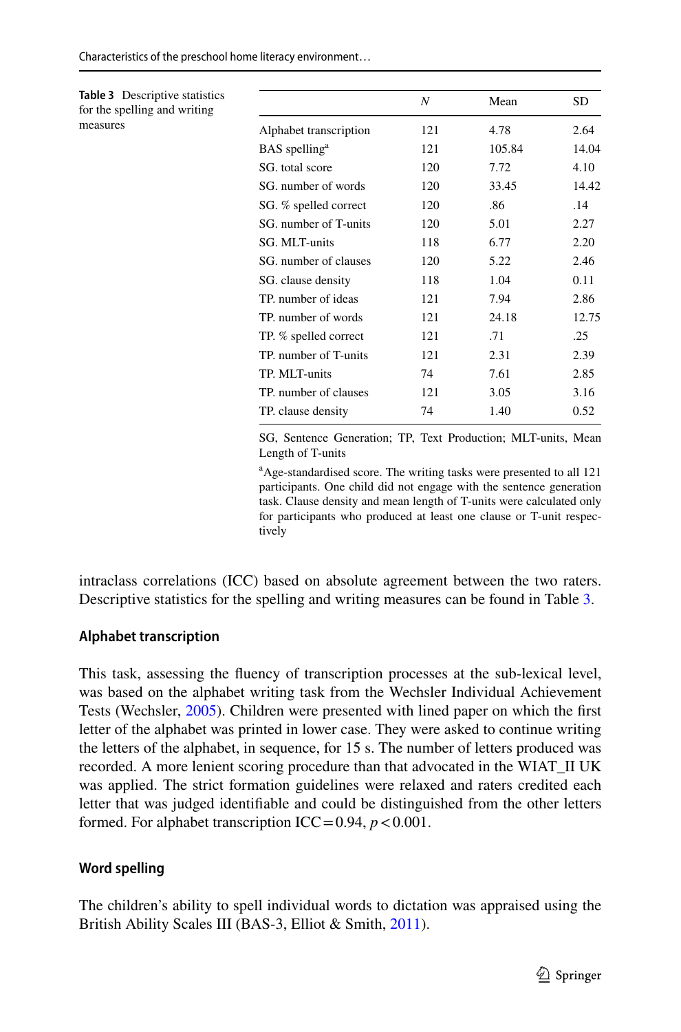**Table 3** Descriptive statistics for the spelling and writing measures

| | *N* | Mean | SD |
|---|---|---|---|
| Alphabet transcription | 121 | 4.78 | 2.64 |
| BAS spelling[a] | 121 | 105.84 | 14.04 |
| SG. total score | 120 | 7.72 | 4.10 |
| SG. number of words | 120 | 33.45 | 14.42 |
| SG. % spelled correct | 120 | .86 | .14 |
| SG. number of T-units | 120 | 5.01 | 2.27 |
| SG. MLT-units | 118 | 6.77 | 2.20 |
| SG. number of clauses | 120 | 5.22 | 2.46 |
| SG. clause density | 118 | 1.04 | 0.11 |
| TP. number of ideas | 121 | 7.94 | 2.86 |
| TP. number of words | 121 | 24.18 | 12.75 |
| TP. % spelled correct | 121 | .71 | .25 |
| TP. number of T-units | 121 | 2.31 | 2.39 |
| TP. MLT-units | 74 | 7.61 | 2.85 |
| TP. number of clauses | 121 | 3.05 | 3.16 |
| TP. clause density | 74 | 1.40 | 0.52 |

SG, Sentence Generation; TP, Text Production; MLT-units, Mean Length of T-units

[a]Age-standardised score. The writing tasks were presented to all 121 participants. One child did not engage with the sentence generation task. Clause density and mean length of T-units were calculated only for participants who produced at least one clause or T-unit respectively

intraclass correlations (ICC) based on absolute agreement between the two raters. Descriptive statistics for the spelling and writing measures can be found in Table 3.

### Alphabet transcription

This task, assessing the fluency of transcription processes at the sub-lexical level, was based on the alphabet writing task from the Wechsler Individual Achievement Tests (Wechsler, 2005). Children were presented with lined paper on which the first letter of the alphabet was printed in lower case. They were asked to continue writing the letters of the alphabet, in sequence, for 15 s. The number of letters produced was recorded. A more lenient scoring procedure than that advocated in the WIAT_II UK was applied. The strict formation guidelines were relaxed and raters credited each letter that was judged identifiable and could be distinguished from the other letters formed. For alphabet transcription ICC = 0.94, $p < 0.001$.

### Word spelling

The children's ability to spell individual words to dictation was appraised using the British Ability Scales III (BAS-3, Elliot & Smith, 2011).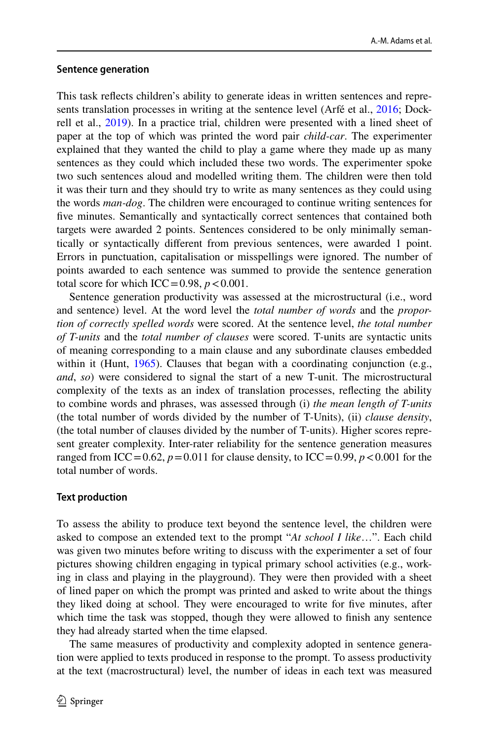### Sentence generation

This task reflects children's ability to generate ideas in written sentences and represents translation processes in writing at the sentence level (Arfé et al., 2016; Dockrell et al., 2019). In a practice trial, children were presented with a lined sheet of paper at the top of which was printed the word pair *child-car*. The experimenter explained that they wanted the child to play a game where they made up as many sentences as they could which included these two words. The experimenter spoke two such sentences aloud and modelled writing them. The children were then told it was their turn and they should try to write as many sentences as they could using the words *man-dog*. The children were encouraged to continue writing sentences for five minutes. Semantically and syntactically correct sentences that contained both targets were awarded 2 points. Sentences considered to be only minimally semantically or syntactically different from previous sentences, were awarded 1 point. Errors in punctuation, capitalisation or misspellings were ignored. The number of points awarded to each sentence was summed to provide the sentence generation total score for which ICC = 0.98, $p < 0.001$.

Sentence generation productivity was assessed at the microstructural (i.e., word and sentence) level. At the word level the *total number of words* and the *proportion of correctly spelled words* were scored. At the sentence level, *the total number of T-units* and the *total number of clauses* were scored. T-units are syntactic units of meaning corresponding to a main clause and any subordinate clauses embedded within it (Hunt, 1965). Clauses that began with a coordinating conjunction (e.g., *and*, *so*) were considered to signal the start of a new T-unit. The microstructural complexity of the texts as an index of translation processes, reflecting the ability to combine words and phrases, was assessed through (i) *the mean length of T-units* (the total number of words divided by the number of T-Units), (ii) *clause density*, (the total number of clauses divided by the number of T-units). Higher scores represent greater complexity. Inter-rater reliability for the sentence generation measures ranged from ICC = 0.62, $p = 0.011$ for clause density, to ICC = 0.99, $p < 0.001$ for the total number of words.

### Text production

To assess the ability to produce text beyond the sentence level, the children were asked to compose an extended text to the prompt "*At school I like*…". Each child was given two minutes before writing to discuss with the experimenter a set of four pictures showing children engaging in typical primary school activities (e.g., working in class and playing in the playground). They were then provided with a sheet of lined paper on which the prompt was printed and asked to write about the things they liked doing at school. They were encouraged to write for five minutes, after which time the task was stopped, though they were allowed to finish any sentence they had already started when the time elapsed.

The same measures of productivity and complexity adopted in sentence generation were applied to texts produced in response to the prompt. To assess productivity at the text (macrostructural) level, the number of ideas in each text was measured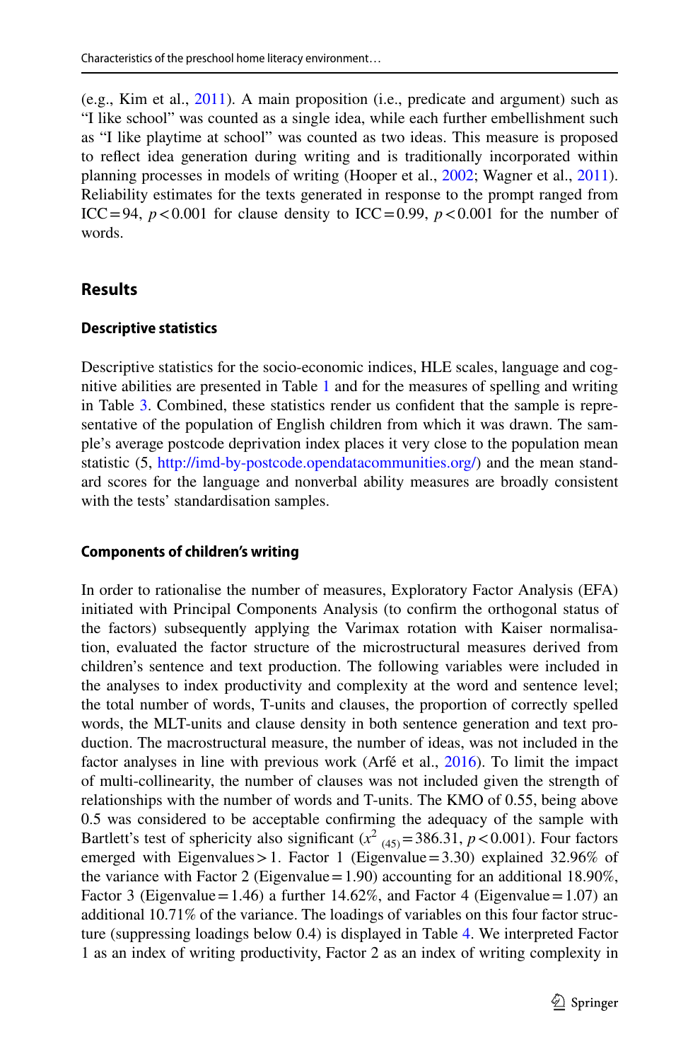(e.g., Kim et al., 2011). A main proposition (i.e., predicate and argument) such as "I like school" was counted as a single idea, while each further embellishment such as "I like playtime at school" was counted as two ideas. This measure is proposed to reflect idea generation during writing and is traditionally incorporated within planning processes in models of writing (Hooper et al., 2002; Wagner et al., 2011). Reliability estimates for the texts generated in response to the prompt ranged from ICC = 94, $p < 0.001$ for clause density to ICC = 0.99, $p < 0.001$ for the number of words.

## Results

### Descriptive statistics

Descriptive statistics for the socio-economic indices, HLE scales, language and cognitive abilities are presented in Table 1 and for the measures of spelling and writing in Table 3. Combined, these statistics render us confident that the sample is representative of the population of English children from which it was drawn. The sample's average postcode deprivation index places it very close to the population mean statistic (5, http://imd-by-postcode.opendatacommunities.org/) and the mean standard scores for the language and nonverbal ability measures are broadly consistent with the tests' standardisation samples.

### Components of children's writing

In order to rationalise the number of measures, Exploratory Factor Analysis (EFA) initiated with Principal Components Analysis (to confirm the orthogonal status of the factors) subsequently applying the Varimax rotation with Kaiser normalisation, evaluated the factor structure of the microstructural measures derived from children's sentence and text production. The following variables were included in the analyses to index productivity and complexity at the word and sentence level; the total number of words, T-units and clauses, the proportion of correctly spelled words, the MLT-units and clause density in both sentence generation and text production. The macrostructural measure, the number of ideas, was not included in the factor analyses in line with previous work (Arfé et al., 2016). To limit the impact of multi-collinearity, the number of clauses was not included given the strength of relationships with the number of words and T-units. The KMO of 0.55, being above 0.5 was considered to be acceptable confirming the adequacy of the sample with Bartlett's test of sphericity also significant ($x^2_{(45)} = 386.31$, $p < 0.001$). Four factors emerged with Eigenvalues > 1. Factor 1 (Eigenvalue = 3.30) explained 32.96% of the variance with Factor 2 (Eigenvalue = 1.90) accounting for an additional 18.90%, Factor 3 (Eigenvalue = 1.46) a further 14.62%, and Factor 4 (Eigenvalue = 1.07) an additional 10.71% of the variance. The loadings of variables on this four factor structure (suppressing loadings below 0.4) is displayed in Table 4. We interpreted Factor 1 as an index of writing productivity, Factor 2 as an index of writing complexity in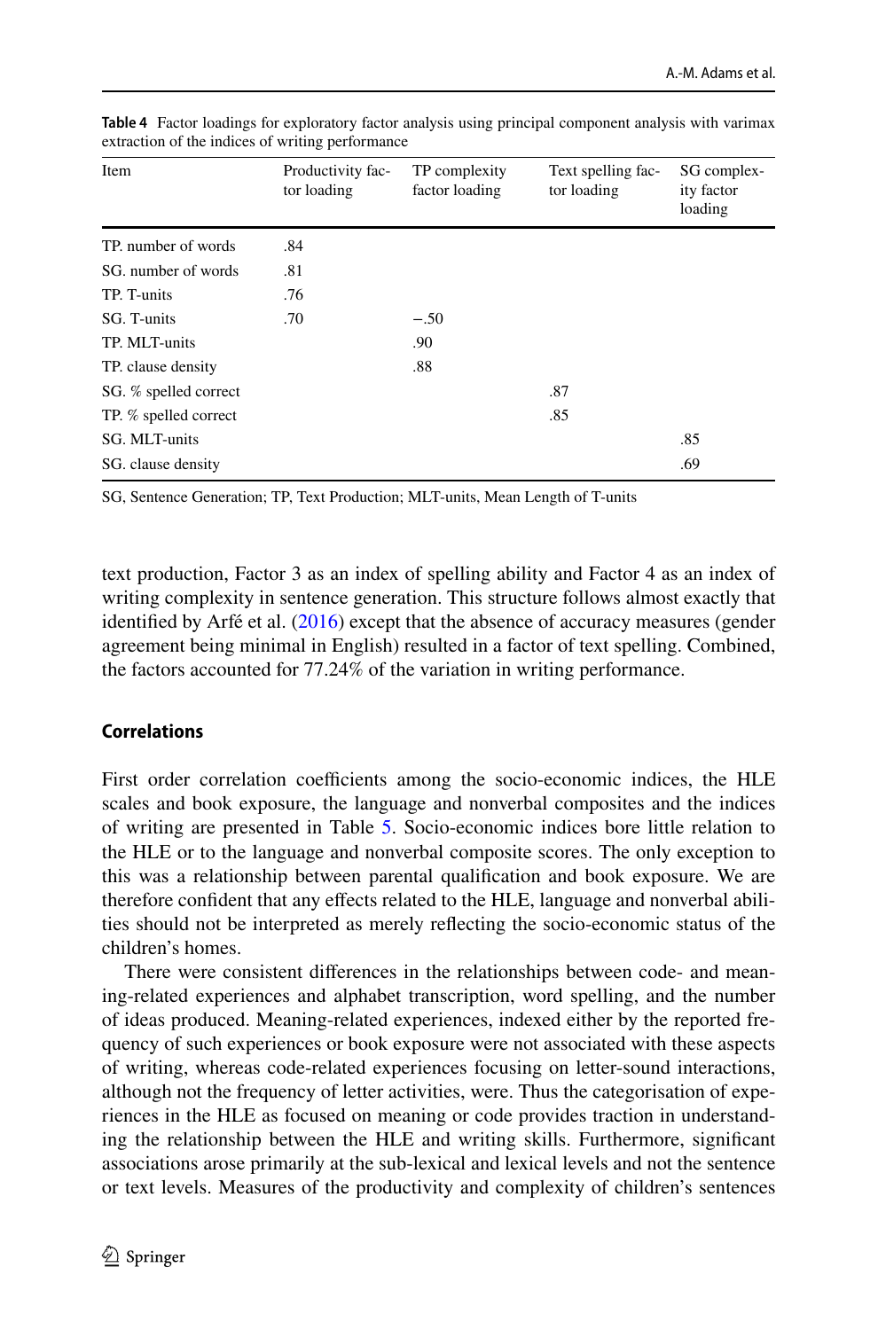**Table 4** Factor loadings for exploratory factor analysis using principal component analysis with varimax extraction of the indices of writing performance

| Item | Productivity factor loading | TP complexity factor loading | Text spelling factor loading | SG complexity factor loading |
|---|---|---|---|---|
| TP. number of words | .84 | | | |
| SG. number of words | .81 | | | |
| TP. T-units | .76 | | | |
| SG. T-units | .70 | −.50 | | |
| TP. MLT-units | | .90 | | |
| TP. clause density | | .88 | | |
| SG. % spelled correct | | | .87 | |
| TP. % spelled correct | | | .85 | |
| SG. MLT-units | | | | .85 |
| SG. clause density | | | | .69 |

SG, Sentence Generation; TP, Text Production; MLT-units, Mean Length of T-units

text production, Factor 3 as an index of spelling ability and Factor 4 as an index of writing complexity in sentence generation. This structure follows almost exactly that identified by Arfé et al. (2016) except that the absence of accuracy measures (gender agreement being minimal in English) resulted in a factor of text spelling. Combined, the factors accounted for 77.24% of the variation in writing performance.

### Correlations

First order correlation coefficients among the socio-economic indices, the HLE scales and book exposure, the language and nonverbal composites and the indices of writing are presented in Table 5. Socio-economic indices bore little relation to the HLE or to the language and nonverbal composite scores. The only exception to this was a relationship between parental qualification and book exposure. We are therefore confident that any effects related to the HLE, language and nonverbal abilities should not be interpreted as merely reflecting the socio-economic status of the children's homes.

There were consistent differences in the relationships between code- and meaning-related experiences and alphabet transcription, word spelling, and the number of ideas produced. Meaning-related experiences, indexed either by the reported frequency of such experiences or book exposure were not associated with these aspects of writing, whereas code-related experiences focusing on letter-sound interactions, although not the frequency of letter activities, were. Thus the categorisation of experiences in the HLE as focused on meaning or code provides traction in understanding the relationship between the HLE and writing skills. Furthermore, significant associations arose primarily at the sub-lexical and lexical levels and not the sentence or text levels. Measures of the productivity and complexity of children's sentences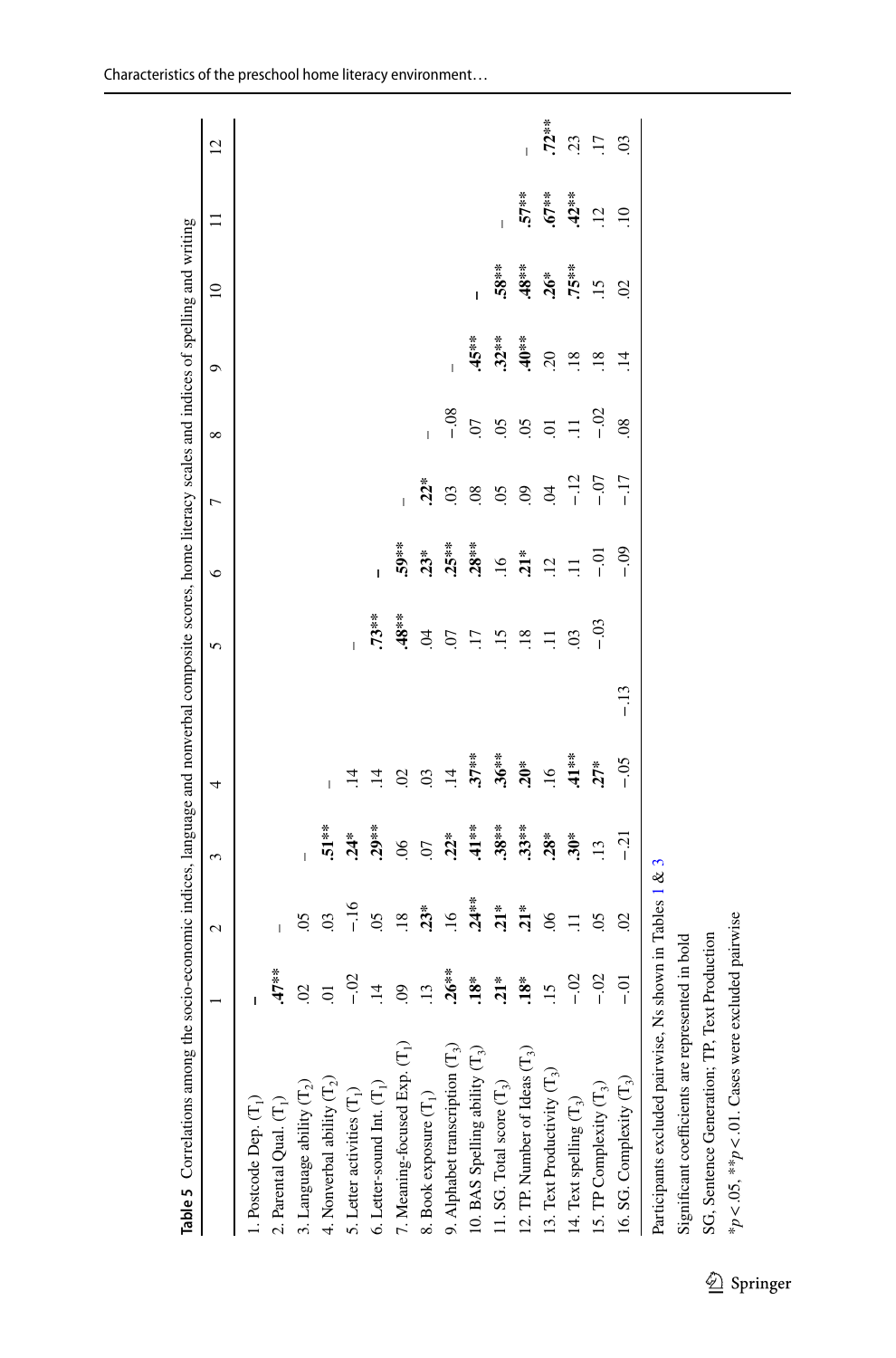**Table 5** Correlations among the socio-economic indices, language and nonverbal composite scores, home literacy scales and indices of spelling and writing

| | 1 | 2 | 3 | 4 | 5 | 6 | 7 | 8 | 9 | 10 | 11 | 12 |
|---|---|---|---|---|---|---|---|---|---|---|---|---|
| 1. Postcode Dep. ($T_1$) | – | | | | | | | | | | | |
| 2. Parental Qual. ($T_1$) | **.47**** | – | | | | | | | | | | |
| 3. Language ability ($T_2$) | .02 | .05 | – | | | | | | | | | |
| 4. Nonverbal ability ($T_2$) | .01 | .03 | **.51**** | – | | | | | | | | |
| 5. Letter activities ($T_1$) | −.02 | −.16 | **.24*** | .14 | – | | | | | | | |
| 6. Letter-sound Int. ($T_1$) | .14 | .05 | **.29**** | .14 | **.73**** | – | | | | | | |
| 7. Meaning-focused Exp. ($T_1$) | .09 | .18 | .06 | .02 | **.48**** | **.59**** | – | | | | | |
| 8. Book exposure ($T_1$) | .13 | **.23*** | .07 | .03 | .04 | **.23*** | **.22*** | – | | | | |
| 9. Alphabet transcription ($T_3$) | **.26**** | .16 | **.22*** | .14 | .07 | **.25**** | .03 | −.08 | – | | | |
| 10. BAS Spelling ability ($T_3$) | **.18*** | **.24**** | **.41**** | **.37**** | .17 | **.28**** | .08 | .07 | **.45**** | – | | |
| 11. SG. Total score ($T_3$) | **.21*** | **.21*** | **.38**** | **.36**** | .15 | .16 | .05 | .05 | **.32**** | **.58**** | – | |
| 12. TP. Number of Ideas ($T_3$) | **.18*** | **.21*** | **.33**** | **.20*** | .18 | **.21*** | .09 | .05 | **.40**** | **.48**** | **.57**** | – |
| 13. Text Productivity ($T_3$) | .15 | .06 | **.28*** | .16 | .11 | .12 | .04 | .01 | .20 | **.26*** | **.67**** | **.72**** |
| 14. Text spelling ($T_3$) | −.02 | .11 | **.30*** | **.41**** | .03 | .11 | −.12 | .11 | .18 | **.75**** | **.42**** | .23 |
| 15. TP Complexity ($T_3$) | −.02 | .05 | .13 | **.27*** | −.03 | −.01 | −.07 | −.02 | .18 | .15 | .12 | .17 |
| 16. SG. Complexity ($T_3$) | −.01 | .02 | −.21 | −.05 | −.13 | −.09 | −.17 | .08 | .14 | .02 | .10 | .03 |

Participants excluded pairwise, Ns shown in Tables 1 & 3

Significant coefficients are represented in bold

SG, Sentence Generation; TP, Text Production

*$p < .05$, **$p < .01$. Cases were excluded pairwise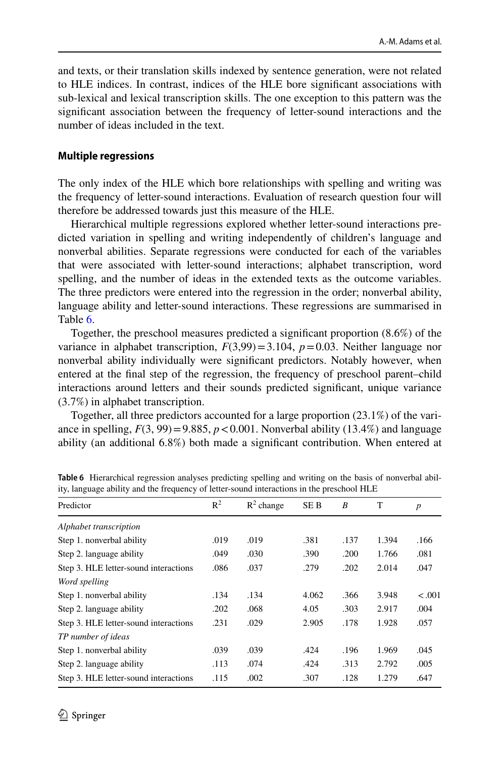and texts, or their translation skills indexed by sentence generation, were not related to HLE indices. In contrast, indices of the HLE bore significant associations with sub-lexical and lexical transcription skills. The one exception to this pattern was the significant association between the frequency of letter-sound interactions and the number of ideas included in the text.

### Multiple regressions

The only index of the HLE which bore relationships with spelling and writing was the frequency of letter-sound interactions. Evaluation of research question four will therefore be addressed towards just this measure of the HLE.

Hierarchical multiple regressions explored whether letter-sound interactions predicted variation in spelling and writing independently of children's language and nonverbal abilities. Separate regressions were conducted for each of the variables that were associated with letter-sound interactions; alphabet transcription, word spelling, and the number of ideas in the extended texts as the outcome variables. The three predictors were entered into the regression in the order; nonverbal ability, language ability and letter-sound interactions. These regressions are summarised in Table 6.

Together, the preschool measures predicted a significant proportion (8.6%) of the variance in alphabet transcription, $F(3,99) = 3.104$, $p = 0.03$. Neither language nor nonverbal ability individually were significant predictors. Notably however, when entered at the final step of the regression, the frequency of preschool parent–child interactions around letters and their sounds predicted significant, unique variance (3.7%) in alphabet transcription.

Together, all three predictors accounted for a large proportion (23.1%) of the variance in spelling, $F(3, 99) = 9.885$, $p < 0.001$. Nonverbal ability (13.4%) and language ability (an additional 6.8%) both made a significant contribution. When entered at

**Table 6** Hierarchical regression analyses predicting spelling and writing on the basis of nonverbal ability, language ability and the frequency of letter-sound interactions in the preschool HLE

| Predictor | $R^2$ | $R^2$ change | SE B | *B* | T | *p* |
|---|---|---|---|---|---|---|
| *Alphabet transcription* | | | | | | |
| Step 1. nonverbal ability | .019 | .019 | .381 | .137 | 1.394 | .166 |
| Step 2. language ability | .049 | .030 | .390 | .200 | 1.766 | .081 |
| Step 3. HLE letter-sound interactions | .086 | .037 | .279 | .202 | 2.014 | .047 |
| *Word spelling* | | | | | | |
| Step 1. nonverbal ability | .134 | .134 | 4.062 | .366 | 3.948 | <.001 |
| Step 2. language ability | .202 | .068 | 4.05 | .303 | 2.917 | .004 |
| Step 3. HLE letter-sound interactions | .231 | .029 | 2.905 | .178 | 1.928 | .057 |
| *TP number of ideas* | | | | | | |
| Step 1. nonverbal ability | .039 | .039 | .424 | .196 | 1.969 | .045 |
| Step 2. language ability | .113 | .074 | .424 | .313 | 2.792 | .005 |
| Step 3. HLE letter-sound interactions | .115 | .002 | .307 | .128 | 1.279 | .647 |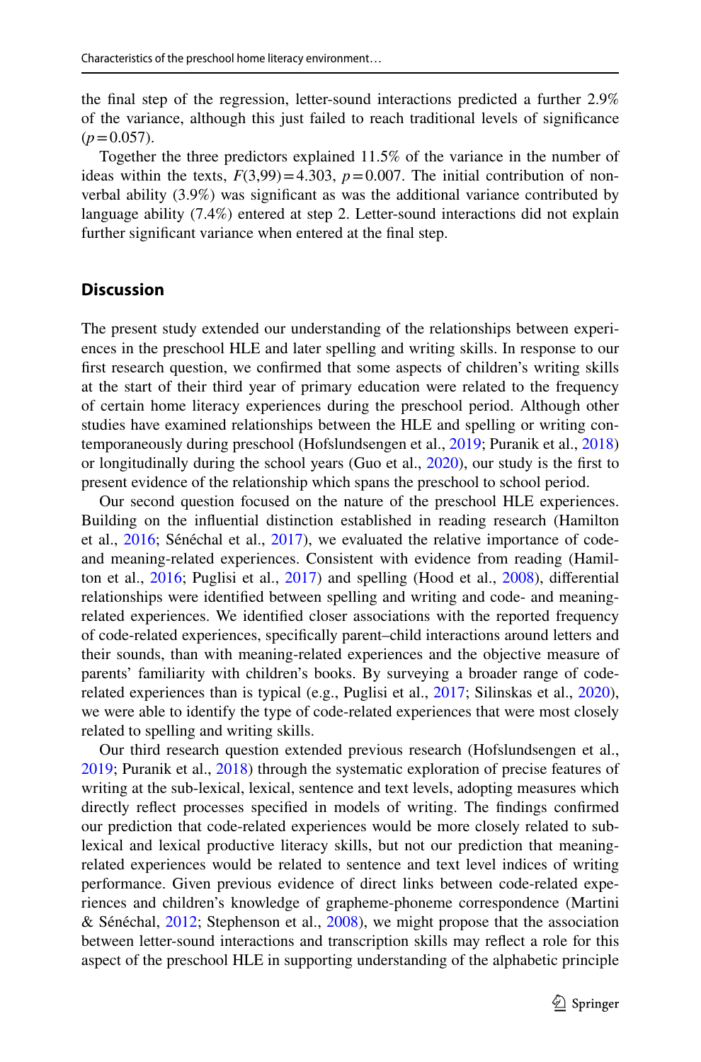the final step of the regression, letter-sound interactions predicted a further 2.9% of the variance, although this just failed to reach traditional levels of significance ($p = 0.057$).

Together the three predictors explained 11.5% of the variance in the number of ideas within the texts, $F(3,99) = 4.303$, $p = 0.007$. The initial contribution of non-verbal ability (3.9%) was significant as was the additional variance contributed by language ability (7.4%) entered at step 2. Letter-sound interactions did not explain further significant variance when entered at the final step.

## Discussion

The present study extended our understanding of the relationships between experiences in the preschool HLE and later spelling and writing skills. In response to our first research question, we confirmed that some aspects of children's writing skills at the start of their third year of primary education were related to the frequency of certain home literacy experiences during the preschool period. Although other studies have examined relationships between the HLE and spelling or writing contemporaneously during preschool (Hofslundsengen et al., 2019; Puranik et al., 2018) or longitudinally during the school years (Guo et al., 2020), our study is the first to present evidence of the relationship which spans the preschool to school period.

Our second question focused on the nature of the preschool HLE experiences. Building on the influential distinction established in reading research (Hamilton et al., 2016; Sénéchal et al., 2017), we evaluated the relative importance of code- and meaning-related experiences. Consistent with evidence from reading (Hamilton et al., 2016; Puglisi et al., 2017) and spelling (Hood et al., 2008), differential relationships were identified between spelling and writing and code- and meaning-related experiences. We identified closer associations with the reported frequency of code-related experiences, specifically parent–child interactions around letters and their sounds, than with meaning-related experiences and the objective measure of parents' familiarity with children's books. By surveying a broader range of code-related experiences than is typical (e.g., Puglisi et al., 2017; Silinskas et al., 2020), we were able to identify the type of code-related experiences that were most closely related to spelling and writing skills.

Our third research question extended previous research (Hofslundsengen et al., 2019; Puranik et al., 2018) through the systematic exploration of precise features of writing at the sub-lexical, lexical, sentence and text levels, adopting measures which directly reflect processes specified in models of writing. The findings confirmed our prediction that code-related experiences would be more closely related to sub-lexical and lexical productive literacy skills, but not our prediction that meaning-related experiences would be related to sentence and text level indices of writing performance. Given previous evidence of direct links between code-related experiences and children's knowledge of grapheme-phoneme correspondence (Martini & Sénéchal, 2012; Stephenson et al., 2008), we might propose that the association between letter-sound interactions and transcription skills may reflect a role for this aspect of the preschool HLE in supporting understanding of the alphabetic principle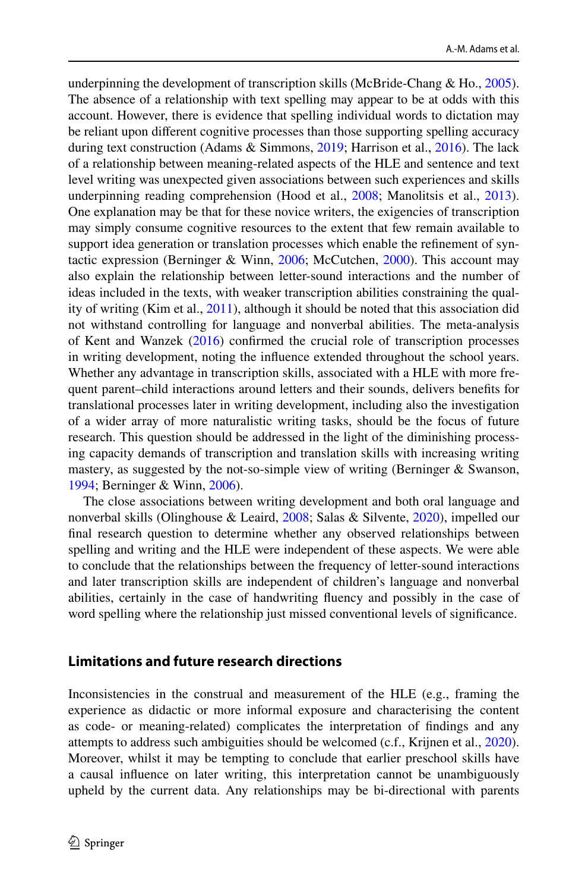underpinning the development of transcription skills (McBride-Chang & Ho., 2005). The absence of a relationship with text spelling may appear to be at odds with this account. However, there is evidence that spelling individual words to dictation may be reliant upon different cognitive processes than those supporting spelling accuracy during text construction (Adams & Simmons, 2019; Harrison et al., 2016). The lack of a relationship between meaning-related aspects of the HLE and sentence and text level writing was unexpected given associations between such experiences and skills underpinning reading comprehension (Hood et al., 2008; Manolitsis et al., 2013). One explanation may be that for these novice writers, the exigencies of transcription may simply consume cognitive resources to the extent that few remain available to support idea generation or translation processes which enable the refinement of syntactic expression (Berninger & Winn, 2006; McCutchen, 2000). This account may also explain the relationship between letter-sound interactions and the number of ideas included in the texts, with weaker transcription abilities constraining the quality of writing (Kim et al., 2011), although it should be noted that this association did not withstand controlling for language and nonverbal abilities. The meta-analysis of Kent and Wanzek (2016) confirmed the crucial role of transcription processes in writing development, noting the influence extended throughout the school years. Whether any advantage in transcription skills, associated with a HLE with more frequent parent–child interactions around letters and their sounds, delivers benefits for translational processes later in writing development, including also the investigation of a wider array of more naturalistic writing tasks, should be the focus of future research. This question should be addressed in the light of the diminishing processing capacity demands of transcription and translation skills with increasing writing mastery, as suggested by the not-so-simple view of writing (Berninger & Swanson, 1994; Berninger & Winn, 2006).

The close associations between writing development and both oral language and nonverbal skills (Olinghouse & Leaird, 2008; Salas & Silvente, 2020), impelled our final research question to determine whether any observed relationships between spelling and writing and the HLE were independent of these aspects. We were able to conclude that the relationships between the frequency of letter-sound interactions and later transcription skills are independent of children's language and nonverbal abilities, certainly in the case of handwriting fluency and possibly in the case of word spelling where the relationship just missed conventional levels of significance.

## Limitations and future research directions

Inconsistencies in the construal and measurement of the HLE (e.g., framing the experience as didactic or more informal exposure and characterising the content as code- or meaning-related) complicates the interpretation of findings and any attempts to address such ambiguities should be welcomed (c.f., Krijnen et al., 2020). Moreover, whilst it may be tempting to conclude that earlier preschool skills have a causal influence on later writing, this interpretation cannot be unambiguously upheld by the current data. Any relationships may be bi-directional with parents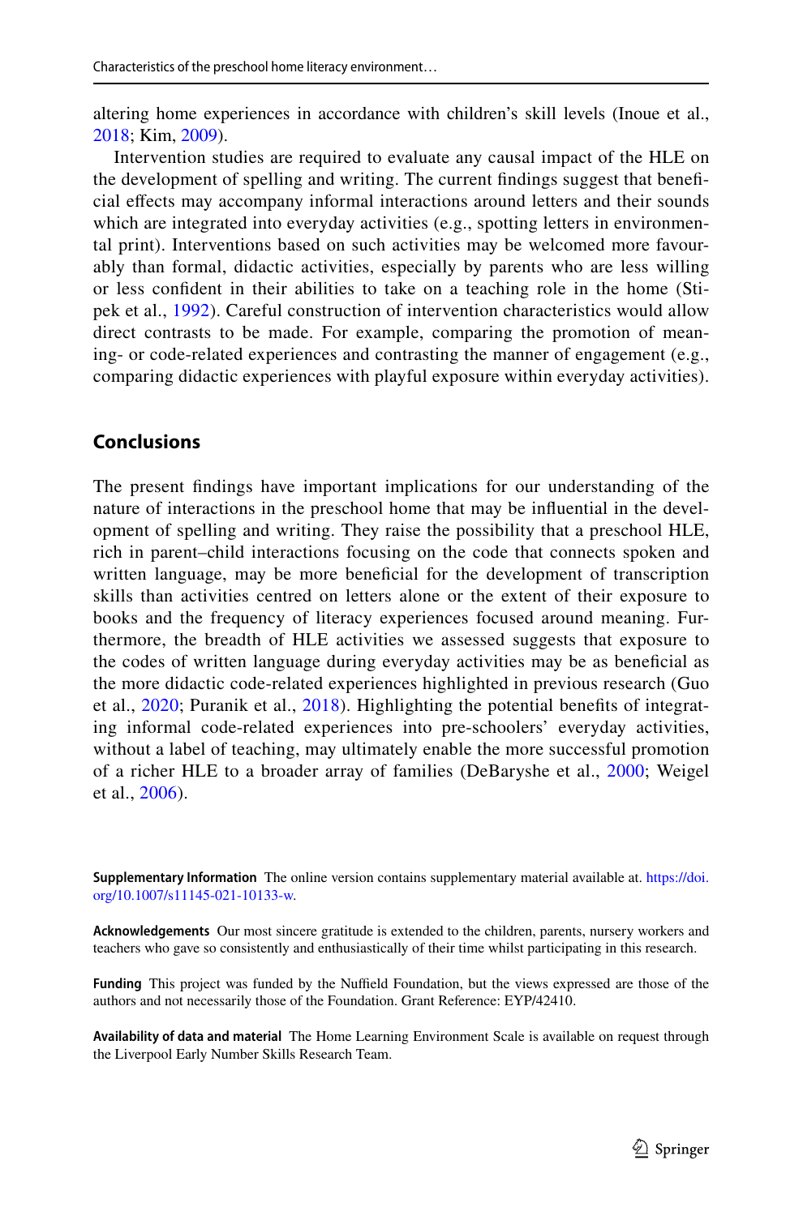altering home experiences in accordance with children's skill levels (Inoue et al., 2018; Kim, 2009).

Intervention studies are required to evaluate any causal impact of the HLE on the development of spelling and writing. The current findings suggest that beneficial effects may accompany informal interactions around letters and their sounds which are integrated into everyday activities (e.g., spotting letters in environmental print). Interventions based on such activities may be welcomed more favourably than formal, didactic activities, especially by parents who are less willing or less confident in their abilities to take on a teaching role in the home (Stipek et al., 1992). Careful construction of intervention characteristics would allow direct contrasts to be made. For example, comparing the promotion of meaning- or code-related experiences and contrasting the manner of engagement (e.g., comparing didactic experiences with playful exposure within everyday activities).

## Conclusions

The present findings have important implications for our understanding of the nature of interactions in the preschool home that may be influential in the development of spelling and writing. They raise the possibility that a preschool HLE, rich in parent–child interactions focusing on the code that connects spoken and written language, may be more beneficial for the development of transcription skills than activities centred on letters alone or the extent of their exposure to books and the frequency of literacy experiences focused around meaning. Furthermore, the breadth of HLE activities we assessed suggests that exposure to the codes of written language during everyday activities may be as beneficial as the more didactic code-related experiences highlighted in previous research (Guo et al., 2020; Puranik et al., 2018). Highlighting the potential benefits of integrating informal code-related experiences into pre-schoolers' everyday activities, without a label of teaching, may ultimately enable the more successful promotion of a richer HLE to a broader array of families (DeBaryshe et al., 2000; Weigel et al., 2006).

**Supplementary Information** The online version contains supplementary material available at. https://doi.org/10.1007/s11145-021-10133-w.

**Acknowledgements** Our most sincere gratitude is extended to the children, parents, nursery workers and teachers who gave so consistently and enthusiastically of their time whilst participating in this research.

**Funding** This project was funded by the Nuffield Foundation, but the views expressed are those of the authors and not necessarily those of the Foundation. Grant Reference: EYP/42410.

**Availability of data and material** The Home Learning Environment Scale is available on request through the Liverpool Early Number Skills Research Team.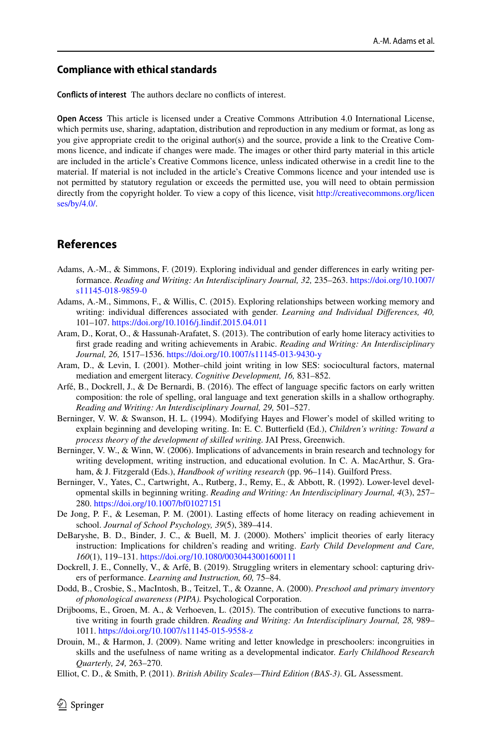## Compliance with ethical standards

**Conflicts of interest** The authors declare no conflicts of interest.

**Open Access** This article is licensed under a Creative Commons Attribution 4.0 International License, which permits use, sharing, adaptation, distribution and reproduction in any medium or format, as long as you give appropriate credit to the original author(s) and the source, provide a link to the Creative Commons licence, and indicate if changes were made. The images or other third party material in this article are included in the article's Creative Commons licence, unless indicated otherwise in a credit line to the material. If material is not included in the article's Creative Commons licence and your intended use is not permitted by statutory regulation or exceeds the permitted use, you will need to obtain permission directly from the copyright holder. To view a copy of this licence, visit http://creativecommons.org/licenses/by/4.0/.

## References

Adams, A.-M., & Simmons, F. (2019). Exploring individual and gender differences in early writing performance. *Reading and Writing: An Interdisciplinary Journal, 32,* 235–263. https://doi.org/10.1007/s11145-018-9859-0

Adams, A.-M., Simmons, F., & Willis, C. (2015). Exploring relationships between working memory and writing: individual differences associated with gender. *Learning and Individual Differences, 40,* 101–107. https://doi.org/10.1016/j.lindif.2015.04.011

Aram, D., Korat, O., & Hassunah-Arafatet, S. (2013). The contribution of early home literacy activities to first grade reading and writing achievements in Arabic. *Reading and Writing: An Interdisciplinary Journal, 26,* 1517–1536. https://doi.org/10.1007/s11145-013-9430-y

Aram, D., & Levin, I. (2001). Mother–child joint writing in low SES: sociocultural factors, maternal mediation and emergent literacy. *Cognitive Development, 16,* 831–852.

Arfé, B., Dockrell, J., & De Bernardi, B. (2016). The effect of language specific factors on early written composition: the role of spelling, oral language and text generation skills in a shallow orthography. *Reading and Writing: An Interdisciplinary Journal, 29,* 501–527.

Berninger, V. W. & Swanson, H. L. (1994). Modifying Hayes and Flower's model of skilled writing to explain beginning and developing writing. In: E. C. Butterfield (Ed.), *Children's writing: Toward a process theory of the development of skilled writing.* JAI Press, Greenwich.

Berninger, V. W., & Winn, W. (2006). Implications of advancements in brain research and technology for writing development, writing instruction, and educational evolution. In C. A. MacArthur, S. Graham, & J. Fitzgerald (Eds.), *Handbook of writing research* (pp. 96–114). Guilford Press.

Berninger, V., Yates, C., Cartwright, A., Rutberg, J., Remy, E., & Abbott, R. (1992). Lower-level developmental skills in beginning writing. *Reading and Writing: An Interdisciplinary Journal, 4*(3), 257–280. https://doi.org/10.1007/bf01027151

De Jong, P. F., & Leseman, P. M. (2001). Lasting effects of home literacy on reading achievement in school. *Journal of School Psychology, 39*(5), 389–414.

DeBaryshe, B. D., Binder, J. C., & Buell, M. J. (2000). Mothers' implicit theories of early literacy instruction: Implications for children's reading and writing. *Early Child Development and Care, 160*(1), 119–131. https://doi.org/10.1080/0030443001600111

Dockrell, J. E., Connelly, V., & Arfé, B. (2019). Struggling writers in elementary school: capturing drivers of performance. *Learning and Instruction, 60,* 75–84.

Dodd, B., Crosbie, S., MacIntosh, B., Teitzel, T., & Ozanne, A. (2000). *Preschool and primary inventory of phonological awareness (PIPA).* Psychological Corporation.

Drijbooms, E., Groen, M. A., & Verhoeven, L. (2015). The contribution of executive functions to narrative writing in fourth grade children. *Reading and Writing: An Interdisciplinary Journal, 28,* 989–1011. https://doi.org/10.1007/s11145-015-9558-z

Drouin, M., & Harmon, J. (2009). Name writing and letter knowledge in preschoolers: incongruities in skills and the usefulness of name writing as a developmental indicator. *Early Childhood Research Quarterly, 24,* 263–270.

Elliot, C. D., & Smith, P. (2011). *British Ability Scales—Third Edition (BAS-3).* GL Assessment.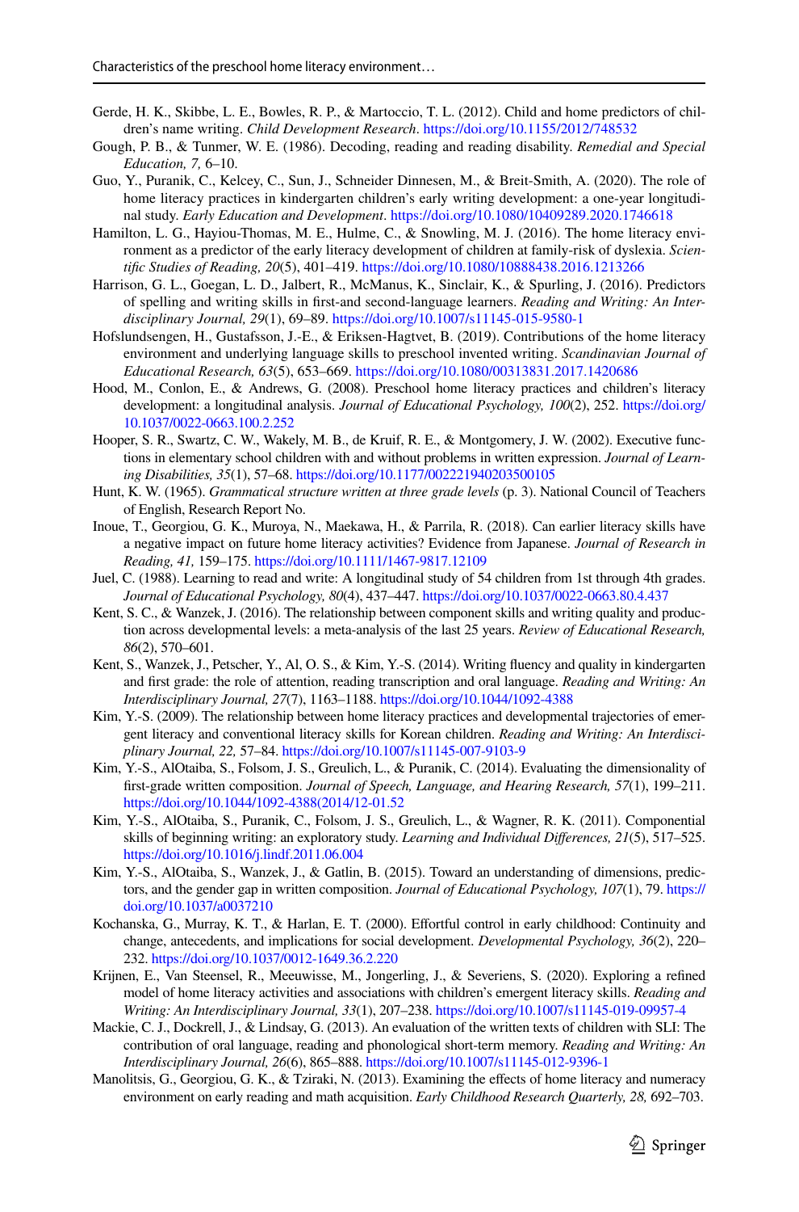Gerde, H. K., Skibbe, L. E., Bowles, R. P., & Martoccio, T. L. (2012). Child and home predictors of children's name writing. *Child Development Research*. https://doi.org/10.1155/2012/748532

Gough, P. B., & Tunmer, W. E. (1986). Decoding, reading and reading disability. *Remedial and Special Education, 7,* 6–10.

Guo, Y., Puranik, C., Kelcey, C., Sun, J., Schneider Dinnesen, M., & Breit-Smith, A. (2020). The role of home literacy practices in kindergarten children's early writing development: a one-year longitudinal study. *Early Education and Development*. https://doi.org/10.1080/10409289.2020.1746618

Hamilton, L. G., Hayiou-Thomas, M. E., Hulme, C., & Snowling, M. J. (2016). The home literacy environment as a predictor of the early literacy development of children at family-risk of dyslexia. *Scientific Studies of Reading, 20*(5), 401–419. https://doi.org/10.1080/10888438.2016.1213266

Harrison, G. L., Goegan, L. D., Jalbert, R., McManus, K., Sinclair, K., & Spurling, J. (2016). Predictors of spelling and writing skills in first-and second-language learners. *Reading and Writing: An Interdisciplinary Journal, 29*(1), 69–89. https://doi.org/10.1007/s11145-015-9580-1

Hofslundsengen, H., Gustafsson, J.-E., & Eriksen-Hagtvet, B. (2019). Contributions of the home literacy environment and underlying language skills to preschool invented writing. *Scandinavian Journal of Educational Research, 63*(5), 653–669. https://doi.org/10.1080/00313831.2017.1420686

Hood, M., Conlon, E., & Andrews, G. (2008). Preschool home literacy practices and children's literacy development: a longitudinal analysis. *Journal of Educational Psychology, 100*(2), 252. https://doi.org/10.1037/0022-0663.100.2.252

Hooper, S. R., Swartz, C. W., Wakely, M. B., de Kruif, R. E., & Montgomery, J. W. (2002). Executive functions in elementary school children with and without problems in written expression. *Journal of Learning Disabilities, 35*(1), 57–68. https://doi.org/10.1177/002221940203500105

Hunt, K. W. (1965). *Grammatical structure written at three grade levels* (p. 3). National Council of Teachers of English, Research Report No.

Inoue, T., Georgiou, G. K., Muroya, N., Maekawa, H., & Parrila, R. (2018). Can earlier literacy skills have a negative impact on future home literacy activities? Evidence from Japanese. *Journal of Research in Reading, 41,* 159–175. https://doi.org/10.1111/1467-9817.12109

Juel, C. (1988). Learning to read and write: A longitudinal study of 54 children from 1st through 4th grades. *Journal of Educational Psychology, 80*(4), 437–447. https://doi.org/10.1037/0022-0663.80.4.437

Kent, S. C., & Wanzek, J. (2016). The relationship between component skills and writing quality and production across developmental levels: a meta-analysis of the last 25 years. *Review of Educational Research, 86*(2), 570–601.

Kent, S., Wanzek, J., Petscher, Y., Al, O. S., & Kim, Y.-S. (2014). Writing fluency and quality in kindergarten and first grade: the role of attention, reading transcription and oral language. *Reading and Writing: An Interdisciplinary Journal, 27*(7), 1163–1188. https://doi.org/10.1044/1092-4388

Kim, Y.-S. (2009). The relationship between home literacy practices and developmental trajectories of emergent literacy and conventional literacy skills for Korean children. *Reading and Writing: An Interdisciplinary Journal, 22,* 57–84. https://doi.org/10.1007/s11145-007-9103-9

Kim, Y.-S., AlOtaiba, S., Folsom, J. S., Greulich, L., & Puranik, C. (2014). Evaluating the dimensionality of first-grade written composition. *Journal of Speech, Language, and Hearing Research, 57*(1), 199–211. https://doi.org/10.1044/1092-4388(2014/12-01.52

Kim, Y.-S., AlOtaiba, S., Puranik, C., Folsom, J. S., Greulich, L., & Wagner, R. K. (2011). Componential skills of beginning writing: an exploratory study. *Learning and Individual Differences, 21*(5), 517–525. https://doi.org/10.1016/j.lindf.2011.06.004

Kim, Y.-S., AlOtaiba, S., Wanzek, J., & Gatlin, B. (2015). Toward an understanding of dimensions, predictors, and the gender gap in written composition. *Journal of Educational Psychology, 107*(1), 79. https://doi.org/10.1037/a0037210

Kochanska, G., Murray, K. T., & Harlan, E. T. (2000). Effortful control in early childhood: Continuity and change, antecedents, and implications for social development. *Developmental Psychology, 36*(2), 220–232. https://doi.org/10.1037/0012-1649.36.2.220

Krijnen, E., Van Steensel, R., Meeuwisse, M., Jongerling, J., & Severiens, S. (2020). Exploring a refined model of home literacy activities and associations with children's emergent literacy skills. *Reading and Writing: An Interdisciplinary Journal, 33*(1), 207–238. https://doi.org/10.1007/s11145-019-09957-4

Mackie, C. J., Dockrell, J., & Lindsay, G. (2013). An evaluation of the written texts of children with SLI: The contribution of oral language, reading and phonological short-term memory. *Reading and Writing: An Interdisciplinary Journal, 26*(6), 865–888. https://doi.org/10.1007/s11145-012-9396-1

Manolitsis, G., Georgiou, G. K., & Tziraki, N. (2013). Examining the effects of home literacy and numeracy environment on early reading and math acquisition. *Early Childhood Research Quarterly, 28,* 692–703.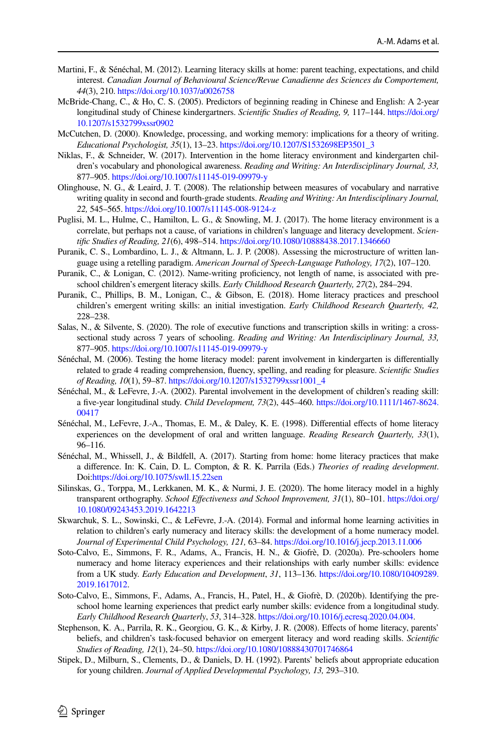Martini, F., & Sénéchal, M. (2012). Learning literacy skills at home: parent teaching, expectations, and child interest. *Canadian Journal of Behavioural Science/Revue Canadienne des Sciences du Comportement, 44*(3), 210. https://doi.org/10.1037/a0026758

McBride-Chang, C., & Ho, C. S. (2005). Predictors of beginning reading in Chinese and English: A 2-year longitudinal study of Chinese kindergartners. *Scientific Studies of Reading, 9,* 117–144. https://doi.org/10.1207/s1532799xssr0902

McCutchen, D. (2000). Knowledge, processing, and working memory: implications for a theory of writing. *Educational Psychologist, 35*(1), 13–23. https://doi.org/10.1207/S1532698EP3501_3

Niklas, F., & Schneider, W. (2017). Intervention in the home literacy environment and kindergarten children's vocabulary and phonological awareness. *Reading and Writing: An Interdisciplinary Journal, 33,* 877–905. https://doi.org/10.1007/s11145-019-09979-y

Olinghouse, N. G., & Leaird, J. T. (2008). The relationship between measures of vocabulary and narrative writing quality in second and fourth-grade students. *Reading and Writing: An Interdisciplinary Journal, 22,* 545–565. https://doi.org/10.1007/s11145-008-9124-z

Puglisi, M. L., Hulme, C., Hamilton, L. G., & Snowling, M. J. (2017). The home literacy environment is a correlate, but perhaps not a cause, of variations in children's language and literacy development. *Scientific Studies of Reading, 21*(6), 498–514. https://doi.org/10.1080/10888438.2017.1346660

Puranik, C. S., Lombardino, L. J., & Altmann, L. J. P. (2008). Assessing the microstructure of written language using a retelling paradigm. *American Journal of Speech-Language Pathology, 17*(2), 107–120.

Puranik, C., & Lonigan, C. (2012). Name-writing proficiency, not length of name, is associated with preschool children's emergent literacy skills. *Early Childhood Research Quarterly, 27*(2), 284–294.

Puranik, C., Phillips, B. M., Lonigan, C., & Gibson, E. (2018). Home literacy practices and preschool children's emergent writing skills: an initial investigation. *Early Childhood Research Quarterly, 42,* 228–238.

Salas, N., & Silvente, S. (2020). The role of executive functions and transcription skills in writing: a cross-sectional study across 7 years of schooling. *Reading and Writing: An Interdisciplinary Journal, 33,* 877–905. https://doi.org/10.1007/s11145-019-09979-y

Sénéchal, M. (2006). Testing the home literacy model: parent involvement in kindergarten is differentially related to grade 4 reading comprehension, fluency, spelling, and reading for pleasure. *Scientific Studies of Reading, 10*(1), 59–87. https://doi.org/10.1207/s1532799xssr1001_4

Sénéchal, M., & LeFevre, J.-A. (2002). Parental involvement in the development of children's reading skill: a five-year longitudinal study. *Child Development, 73*(2), 445–460. https://doi.org/10.1111/1467-8624.00417

Sénéchal, M., LeFevre, J.-A., Thomas, E. M., & Daley, K. E. (1998). Differential effects of home literacy experiences on the development of oral and written language. *Reading Research Quarterly, 33*(1), 96–116.

Sénéchal, M., Whissell, J., & Bildfell, A. (2017). Starting from home: home literacy practices that make a difference. In: K. Cain, D. L. Compton, & R. K. Parrila (Eds.) *Theories of reading development*. Doi:https://doi.org/10.1075/swll.15.22sen

Silinskas, G., Torppa, M., Lerkkanen, M. K., & Nurmi, J. E. (2020). The home literacy model in a highly transparent orthography. *School Effectiveness and School Improvement, 31*(1), 80–101. https://doi.org/10.1080/09243453.2019.1642213

Skwarchuk, S. L., Sowinski, C., & LeFevre, J.-A. (2014). Formal and informal home learning activities in relation to children's early numeracy and literacy skills: the development of a home numeracy model. *Journal of Experimental Child Psychology, 121,* 63–84. https://doi.org/10.1016/j.jecp.2013.11.006

Soto-Calvo, E., Simmons, F. R., Adams, A., Francis, H. N., & Giofrè, D. (2020a). Pre-schoolers home numeracy and home literacy experiences and their relationships with early number skills: evidence from a UK study. *Early Education and Development*, *31*, 113–136. https://doi.org/10.1080/10409289.2019.1617012.

Soto-Calvo, E., Simmons, F., Adams, A., Francis, H., Patel, H., & Giofrè, D. (2020b). Identifying the preschool home learning experiences that predict early number skills: evidence from a longitudinal study. *Early Childhood Research Quarterly*, *53*, 314–328. https://doi.org/10.1016/j.ecresq.2020.04.004.

Stephenson, K. A., Parrila, R. K., Georgiou, G. K., & Kirby, J. R. (2008). Effects of home literacy, parents' beliefs, and children's task-focused behavior on emergent literacy and word reading skills. *Scientific Studies of Reading, 12*(1), 24–50. https://doi.org/10.1080/10888430701746864

Stipek, D., Milburn, S., Clements, D., & Daniels, D. H. (1992). Parents' beliefs about appropriate education for young children. *Journal of Applied Developmental Psychology, 13,* 293–310.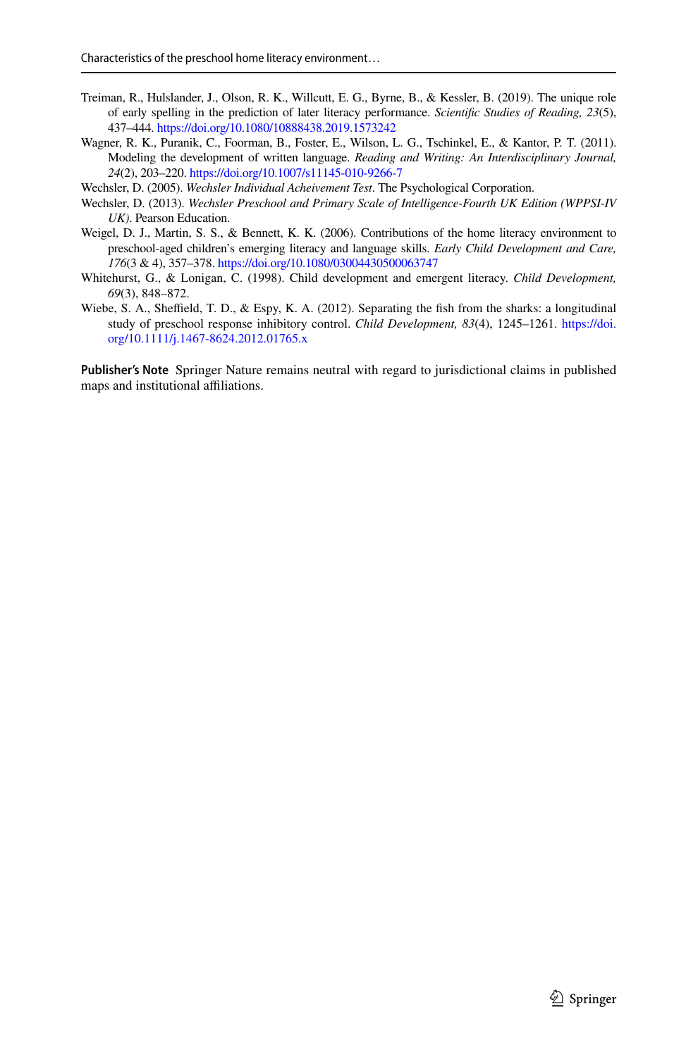Treiman, R., Hulslander, J., Olson, R. K., Willcutt, E. G., Byrne, B., & Kessler, B. (2019). The unique role of early spelling in the prediction of later literacy performance. *Scientific Studies of Reading, 23*(5), 437–444. https://doi.org/10.1080/10888438.2019.1573242

Wagner, R. K., Puranik, C., Foorman, B., Foster, E., Wilson, L. G., Tschinkel, E., & Kantor, P. T. (2011). Modeling the development of written language. *Reading and Writing: An Interdisciplinary Journal, 24*(2), 203–220. https://doi.org/10.1007/s11145-010-9266-7

Wechsler, D. (2005). *Wechsler Individual Acheivement Test*. The Psychological Corporation.

Wechsler, D. (2013). *Wechsler Preschool and Primary Scale of Intelligence-Fourth UK Edition (WPPSI-IV UK)*. Pearson Education.

Weigel, D. J., Martin, S. S., & Bennett, K. K. (2006). Contributions of the home literacy environment to preschool-aged children's emerging literacy and language skills. *Early Child Development and Care, 176*(3 & 4), 357–378. https://doi.org/10.1080/03004430500063747

Whitehurst, G., & Lonigan, C. (1998). Child development and emergent literacy. *Child Development, 69*(3), 848–872.

Wiebe, S. A., Sheffield, T. D., & Espy, K. A. (2012). Separating the fish from the sharks: a longitudinal study of preschool response inhibitory control. *Child Development, 83*(4), 1245–1261. https://doi.org/10.1111/j.1467-8624.2012.01765.x

**Publisher's Note** Springer Nature remains neutral with regard to jurisdictional claims in published maps and institutional affiliations.